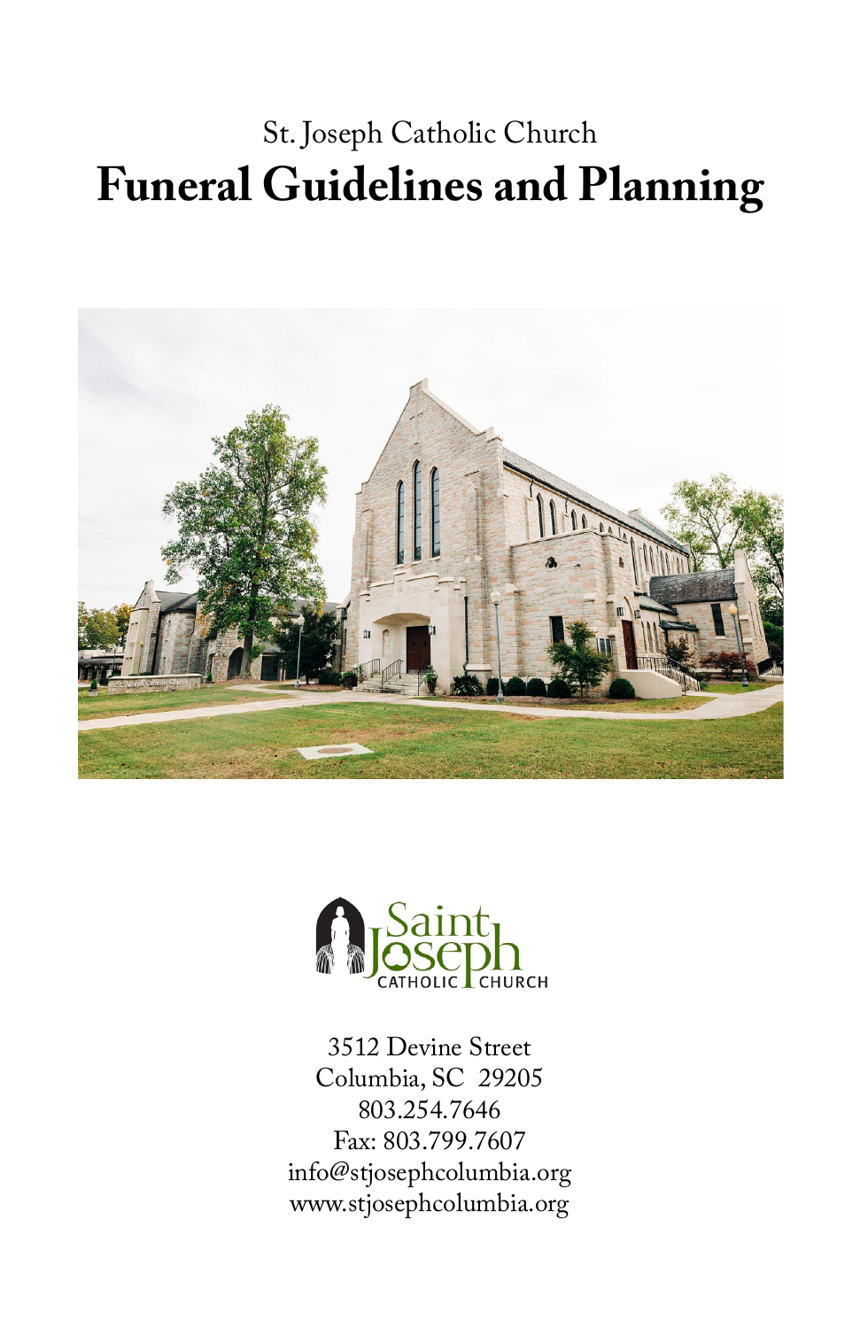St. Joseph Catholic Church

# Funeral Guidelines and Planning

3512 Devine Street
Columbia, SC 29205
803.254.7646
Fax: 803.799.7607
info@stjosephcolumbia.org
www.stjosephcolumbia.org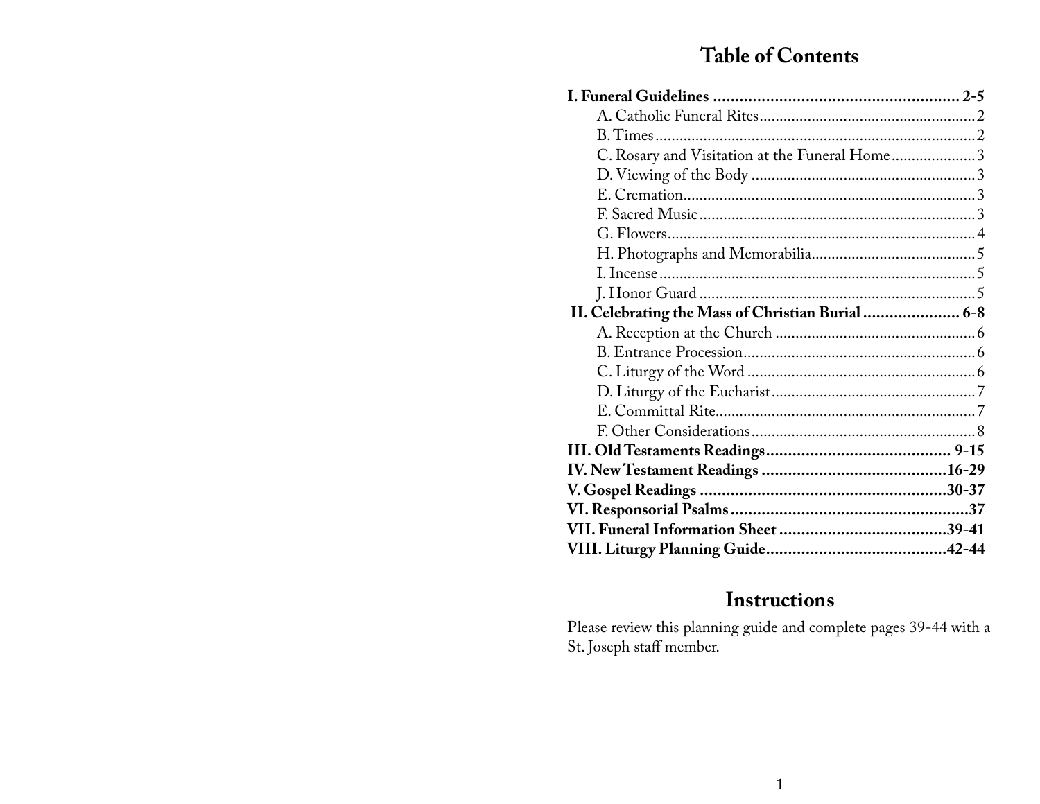# Table of Contents

**I. Funeral Guidelines .......................................................... 2-5**

- A. Catholic Funeral Rites...................................................... 2
- B. Times.............................................................................. 2
- C. Rosary and Visitation at the Funeral Home..................... 3
- D. Viewing of the Body ........................................................ 3
- E. Cremation........................................................................ 3
- F. Sacred Music.................................................................... 3
- G. Flowers............................................................................ 4
- H. Photographs and Memorabilia......................................... 5
- I. Incense.............................................................................. 5
- J. Honor Guard .................................................................... 5

**II. Celebrating the Mass of Christian Burial ...................... 6-8**

- A. Reception at the Church .................................................. 6
- B. Entrance Procession......................................................... 6
- C. Liturgy of the Word ......................................................... 6
- D. Liturgy of the Eucharist................................................... 7
- E. Committal Rite................................................................. 7
- F. Other Considerations........................................................ 8

**III. Old Testaments Readings.......................................... 9-15**

**IV. New Testament Readings ..........................................16-29**

**V. Gospel Readings .........................................................30-37**

**VI. Responsorial Psalms......................................................37**

**VII. Funeral Information Sheet ......................................39-41**

**VIII. Liturgy Planning Guide.........................................42-44**

## Instructions

Please review this planning guide and complete pages 39-44 with a St. Joseph staff member.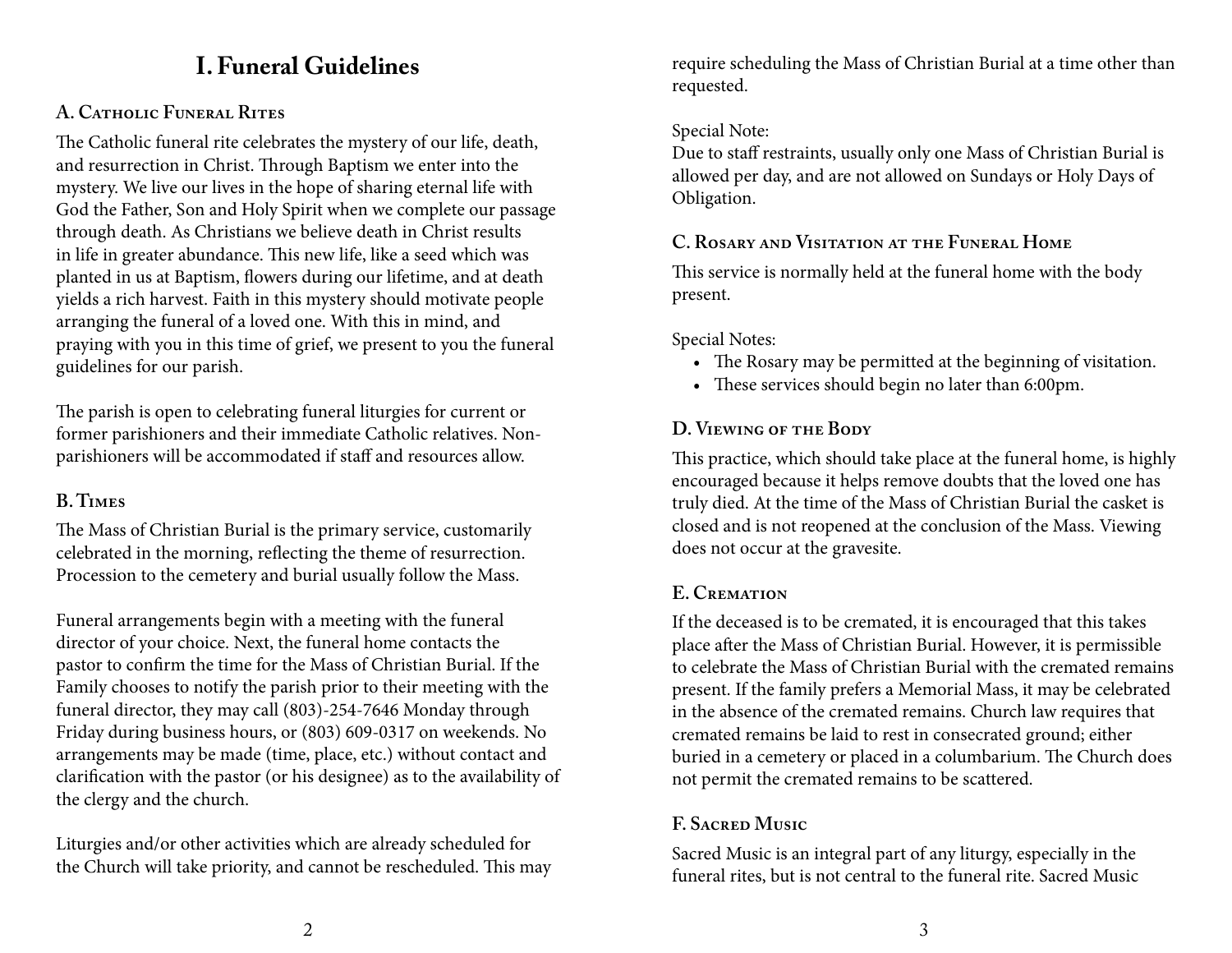# I. Funeral Guidelines

## A. Catholic Funeral Rites

The Catholic funeral rite celebrates the mystery of our life, death, and resurrection in Christ. Through Baptism we enter into the mystery. We live our lives in the hope of sharing eternal life with God the Father, Son and Holy Spirit when we complete our passage through death. As Christians we believe death in Christ results in life in greater abundance. This new life, like a seed which was planted in us at Baptism, flowers during our lifetime, and at death yields a rich harvest. Faith in this mystery should motivate people arranging the funeral of a loved one. With this in mind, and praying with you in this time of grief, we present to you the funeral guidelines for our parish.

The parish is open to celebrating funeral liturgies for current or former parishioners and their immediate Catholic relatives. Non-parishioners will be accommodated if staff and resources allow.

## B. Times

The Mass of Christian Burial is the primary service, customarily celebrated in the morning, reflecting the theme of resurrection. Procession to the cemetery and burial usually follow the Mass.

Funeral arrangements begin with a meeting with the funeral director of your choice. Next, the funeral home contacts the pastor to confirm the time for the Mass of Christian Burial. If the Family chooses to notify the parish prior to their meeting with the funeral director, they may call (803)-254-7646 Monday through Friday during business hours, or (803) 609-0317 on weekends. No arrangements may be made (time, place, etc.) without contact and clarification with the pastor (or his designee) as to the availability of the clergy and the church.

Liturgies and/or other activities which are already scheduled for the Church will take priority, and cannot be rescheduled. This may require scheduling the Mass of Christian Burial at a time other than requested.

Special Note:
Due to staff restraints, usually only one Mass of Christian Burial is allowed per day, and are not allowed on Sundays or Holy Days of Obligation.

## C. Rosary and Visitation at the Funeral Home

This service is normally held at the funeral home with the body present.

Special Notes:

- The Rosary may be permitted at the beginning of visitation.
- These services should begin no later than 6:00pm.

## D. Viewing of the Body

This practice, which should take place at the funeral home, is highly encouraged because it helps remove doubts that the loved one has truly died. At the time of the Mass of Christian Burial the casket is closed and is not reopened at the conclusion of the Mass. Viewing does not occur at the gravesite.

## E. Cremation

If the deceased is to be cremated, it is encouraged that this takes place after the Mass of Christian Burial. However, it is permissible to celebrate the Mass of Christian Burial with the cremated remains present. If the family prefers a Memorial Mass, it may be celebrated in the absence of the cremated remains. Church law requires that cremated remains be laid to rest in consecrated ground; either buried in a cemetery or placed in a columbarium. The Church does not permit the cremated remains to be scattered.

## F. Sacred Music

Sacred Music is an integral part of any liturgy, especially in the funeral rites, but is not central to the funeral rite. Sacred Music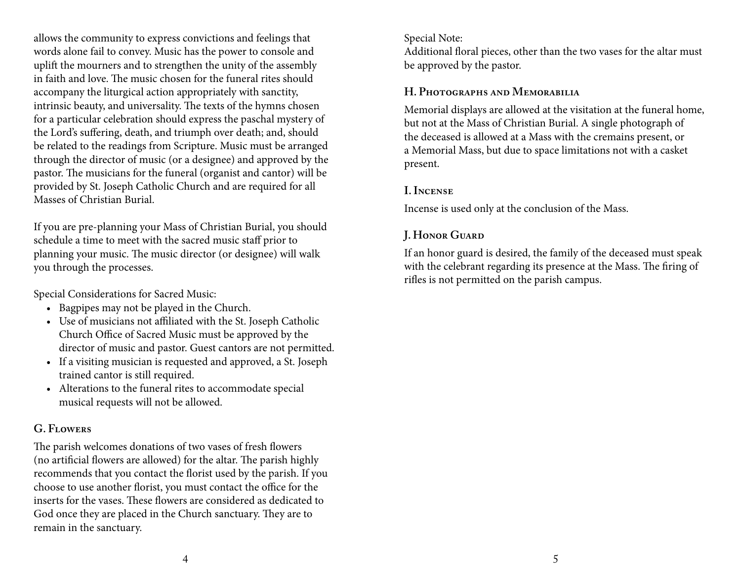allows the community to express convictions and feelings that words alone fail to convey. Music has the power to console and uplift the mourners and to strengthen the unity of the assembly in faith and love. The music chosen for the funeral rites should accompany the liturgical action appropriately with sanctity, intrinsic beauty, and universality. The texts of the hymns chosen for a particular celebration should express the paschal mystery of the Lord's suffering, death, and triumph over death; and, should be related to the readings from Scripture. Music must be arranged through the director of music (or a designee) and approved by the pastor. The musicians for the funeral (organist and cantor) will be provided by St. Joseph Catholic Church and are required for all Masses of Christian Burial.

If you are pre-planning your Mass of Christian Burial, you should schedule a time to meet with the sacred music staff prior to planning your music. The music director (or designee) will walk you through the processes.

Special Considerations for Sacred Music:

- Bagpipes may not be played in the Church.
- Use of musicians not affiliated with the St. Joseph Catholic Church Office of Sacred Music must be approved by the director of music and pastor. Guest cantors are not permitted.
- If a visiting musician is requested and approved, a St. Joseph trained cantor is still required.
- Alterations to the funeral rites to accommodate special musical requests will not be allowed.

### G. Flowers

The parish welcomes donations of two vases of fresh flowers (no artificial flowers are allowed) for the altar. The parish highly recommends that you contact the florist used by the parish. If you choose to use another florist, you must contact the office for the inserts for the vases. These flowers are considered as dedicated to God once they are placed in the Church sanctuary. They are to remain in the sanctuary.

Special Note:
Additional floral pieces, other than the two vases for the altar must be approved by the pastor.

### H. Photographs and Memorabilia

Memorial displays are allowed at the visitation at the funeral home, but not at the Mass of Christian Burial. A single photograph of the deceased is allowed at a Mass with the cremains present, or a Memorial Mass, but due to space limitations not with a casket present.

### I. Incense

Incense is used only at the conclusion of the Mass.

### J. Honor Guard

If an honor guard is desired, the family of the deceased must speak with the celebrant regarding its presence at the Mass. The firing of rifles is not permitted on the parish campus.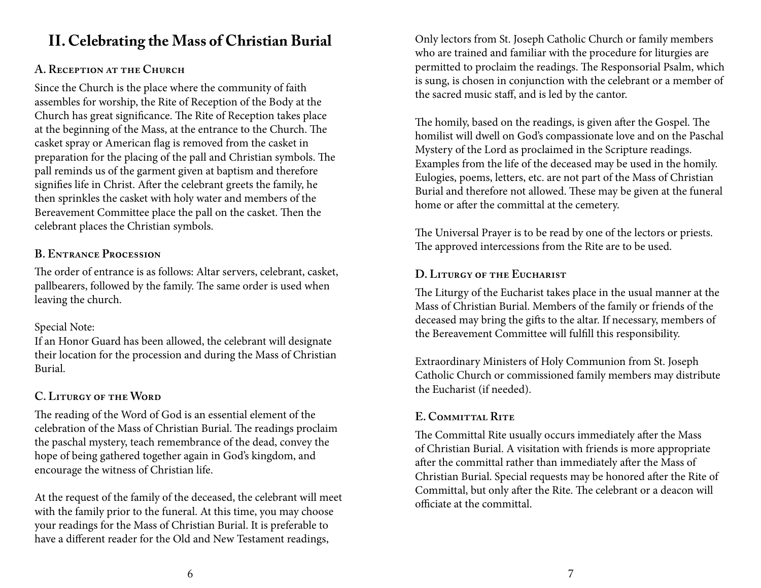## II. Celebrating the Mass of Christian Burial

### A. Reception at the Church

Since the Church is the place where the community of faith assembles for worship, the Rite of Reception of the Body at the Church has great significance. The Rite of Reception takes place at the beginning of the Mass, at the entrance to the Church. The casket spray or American flag is removed from the casket in preparation for the placing of the pall and Christian symbols. The pall reminds us of the garment given at baptism and therefore signifies life in Christ. After the celebrant greets the family, he then sprinkles the casket with holy water and members of the Bereavement Committee place the pall on the casket. Then the celebrant places the Christian symbols.

### B. Entrance Procession

The order of entrance is as follows: Altar servers, celebrant, casket, pallbearers, followed by the family. The same order is used when leaving the church.

Special Note:
If an Honor Guard has been allowed, the celebrant will designate their location for the procession and during the Mass of Christian Burial.

### C. Liturgy of the Word

The reading of the Word of God is an essential element of the celebration of the Mass of Christian Burial. The readings proclaim the paschal mystery, teach remembrance of the dead, convey the hope of being gathered together again in God's kingdom, and encourage the witness of Christian life.

At the request of the family of the deceased, the celebrant will meet with the family prior to the funeral. At this time, you may choose your readings for the Mass of Christian Burial. It is preferable to have a different reader for the Old and New Testament readings, Only lectors from St. Joseph Catholic Church or family members who are trained and familiar with the procedure for liturgies are permitted to proclaim the readings. The Responsorial Psalm, which is sung, is chosen in conjunction with the celebrant or a member of the sacred music staff, and is led by the cantor.

The homily, based on the readings, is given after the Gospel. The homilist will dwell on God's compassionate love and on the Paschal Mystery of the Lord as proclaimed in the Scripture readings. Examples from the life of the deceased may be used in the homily. Eulogies, poems, letters, etc. are not part of the Mass of Christian Burial and therefore not allowed. These may be given at the funeral home or after the committal at the cemetery.

The Universal Prayer is to be read by one of the lectors or priests. The approved intercessions from the Rite are to be used.

### D. Liturgy of the Eucharist

The Liturgy of the Eucharist takes place in the usual manner at the Mass of Christian Burial. Members of the family or friends of the deceased may bring the gifts to the altar. If necessary, members of the Bereavement Committee will fulfill this responsibility.

Extraordinary Ministers of Holy Communion from St. Joseph Catholic Church or commissioned family members may distribute the Eucharist (if needed).

### E. Committal Rite

The Committal Rite usually occurs immediately after the Mass of Christian Burial. A visitation with friends is more appropriate after the committal rather than immediately after the Mass of Christian Burial. Special requests may be honored after the Rite of Committal, but only after the Rite. The celebrant or a deacon will officiate at the committal.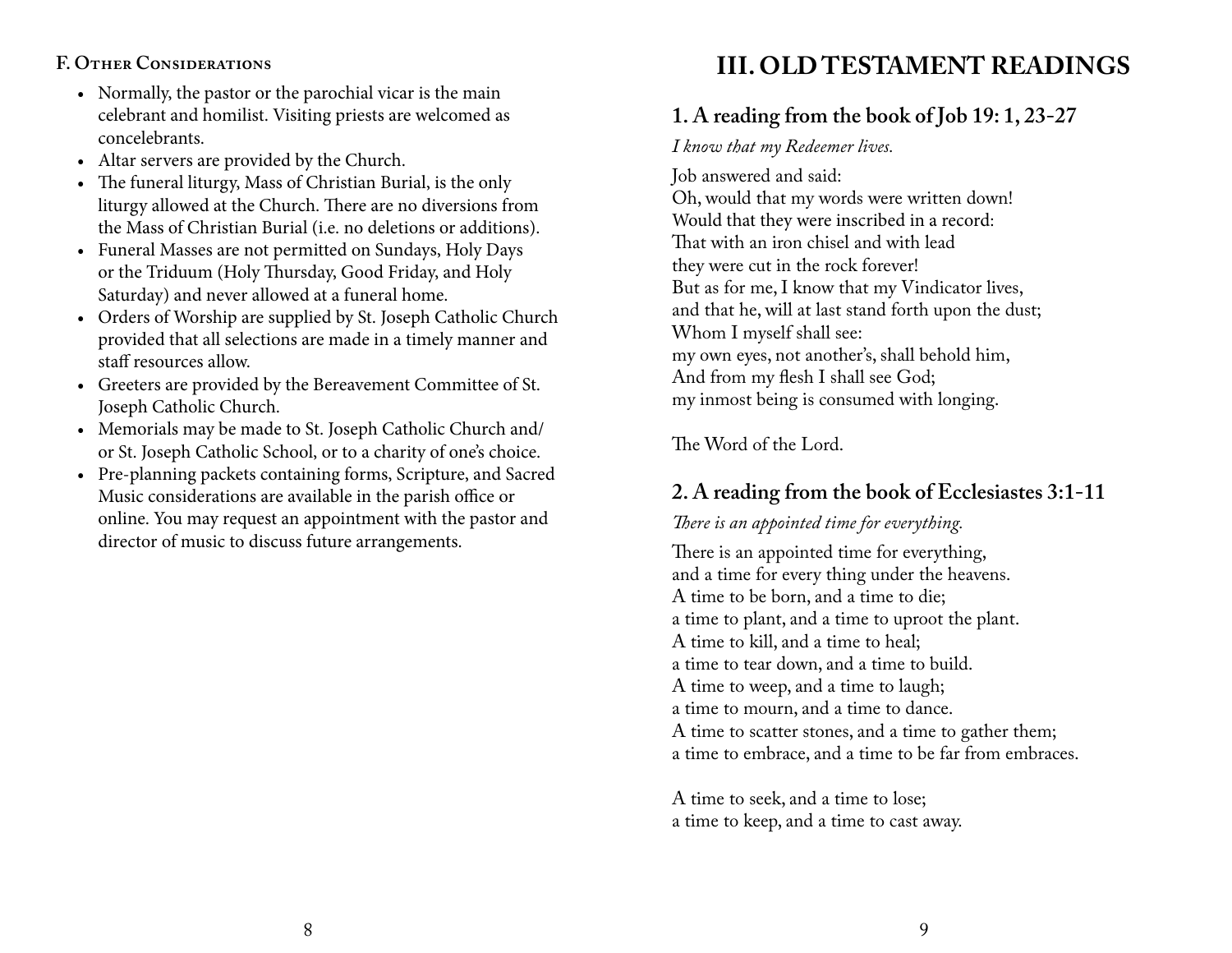### F. Other Considerations

- Normally, the pastor or the parochial vicar is the main celebrant and homilist. Visiting priests are welcomed as concelebrants.
- Altar servers are provided by the Church.
- The funeral liturgy, Mass of Christian Burial, is the only liturgy allowed at the Church. There are no diversions from the Mass of Christian Burial (i.e. no deletions or additions).
- Funeral Masses are not permitted on Sundays, Holy Days or the Triduum (Holy Thursday, Good Friday, and Holy Saturday) and never allowed at a funeral home.
- Orders of Worship are supplied by St. Joseph Catholic Church provided that all selections are made in a timely manner and staff resources allow.
- Greeters are provided by the Bereavement Committee of St. Joseph Catholic Church.
- Memorials may be made to St. Joseph Catholic Church and/or St. Joseph Catholic School, or to a charity of one's choice.
- Pre-planning packets containing forms, Scripture, and Sacred Music considerations are available in the parish office or online. You may request an appointment with the pastor and director of music to discuss future arrangements.

# III. OLD TESTAMENT READINGS

## 1. A reading from the book of Job 19: 1, 23-27

*I know that my Redeemer lives.*

Job answered and said:
Oh, would that my words were written down!
Would that they were inscribed in a record:
That with an iron chisel and with lead
they were cut in the rock forever!
But as for me, I know that my Vindicator lives,
and that he, will at last stand forth upon the dust;
Whom I myself shall see:
my own eyes, not another's, shall behold him,
And from my flesh I shall see God;
my inmost being is consumed with longing.

The Word of the Lord.

## 2. A reading from the book of Ecclesiastes 3:1-11

*There is an appointed time for everything.*

There is an appointed time for everything,
and a time for every thing under the heavens.
A time to be born, and a time to die;
a time to plant, and a time to uproot the plant.
A time to kill, and a time to heal;
a time to tear down, and a time to build.
A time to weep, and a time to laugh;
a time to mourn, and a time to dance.
A time to scatter stones, and a time to gather them;
a time to embrace, and a time to be far from embraces.

A time to seek, and a time to lose;
a time to keep, and a time to cast away.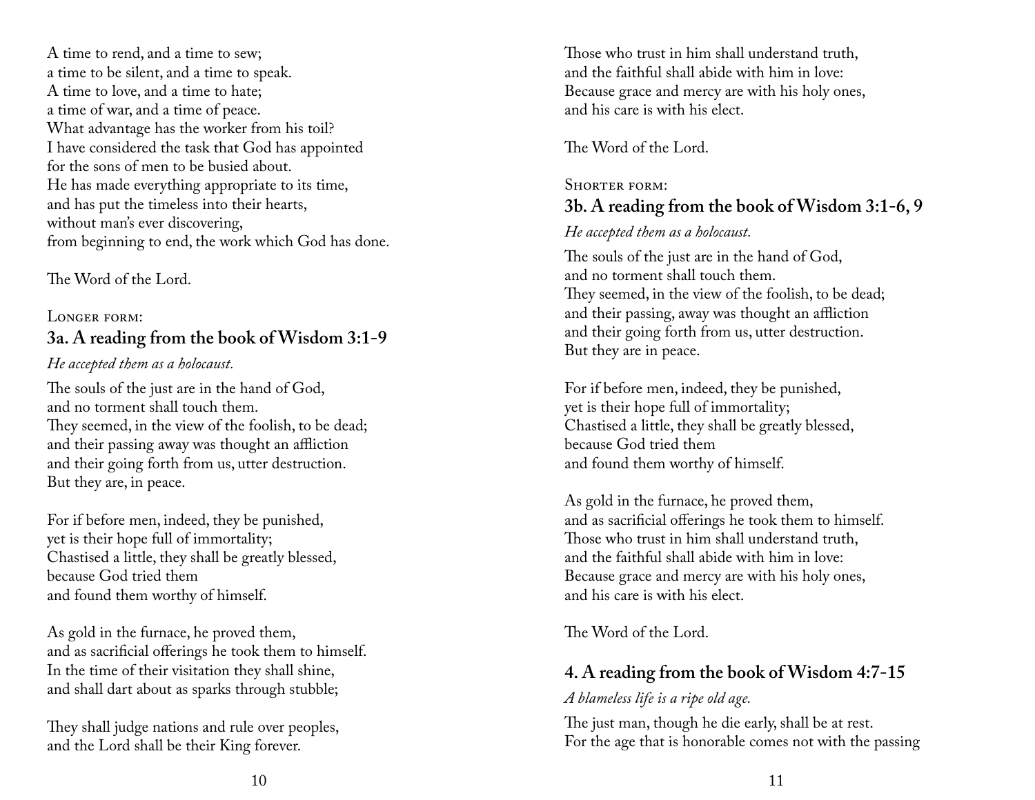A time to rend, and a time to sew;
a time to be silent, and a time to speak.
A time to love, and a time to hate;
a time of war, and a time of peace.
What advantage has the worker from his toil?
I have considered the task that God has appointed
for the sons of men to be busied about.
He has made everything appropriate to its time,
and has put the timeless into their hearts,
without man's ever discovering,
from beginning to end, the work which God has done.

The Word of the Lord.

Longer form:

### 3a. A reading from the book of Wisdom 3:1-9

*He accepted them as a holocaust.*

The souls of the just are in the hand of God,
and no torment shall touch them.
They seemed, in the view of the foolish, to be dead;
and their passing away was thought an affliction
and their going forth from us, utter destruction.
But they are, in peace.

For if before men, indeed, they be punished,
yet is their hope full of immortality;
Chastised a little, they shall be greatly blessed,
because God tried them
and found them worthy of himself.

As gold in the furnace, he proved them,
and as sacrificial offerings he took them to himself.
In the time of their visitation they shall shine,
and shall dart about as sparks through stubble;

They shall judge nations and rule over peoples,
and the Lord shall be their King forever.
Those who trust in him shall understand truth,
and the faithful shall abide with him in love:
Because grace and mercy are with his holy ones,
and his care is with his elect.

The Word of the Lord.

Shorter form:

### 3b. A reading from the book of Wisdom 3:1-6, 9

*He accepted them as a holocaust.*

The souls of the just are in the hand of God,
and no torment shall touch them.
They seemed, in the view of the foolish, to be dead;
and their passing, away was thought an affliction
and their going forth from us, utter destruction.
But they are in peace.

For if before men, indeed, they be punished,
yet is their hope full of immortality;
Chastised a little, they shall be greatly blessed,
because God tried them
and found them worthy of himself.

As gold in the furnace, he proved them,
and as sacrificial offerings he took them to himself.
Those who trust in him shall understand truth,
and the faithful shall abide with him in love:
Because grace and mercy are with his holy ones,
and his care is with his elect.

The Word of the Lord.

### 4. A reading from the book of Wisdom 4:7-15

*A blameless life is a ripe old age.*

The just man, though he die early, shall be at rest.
For the age that is honorable comes not with the passing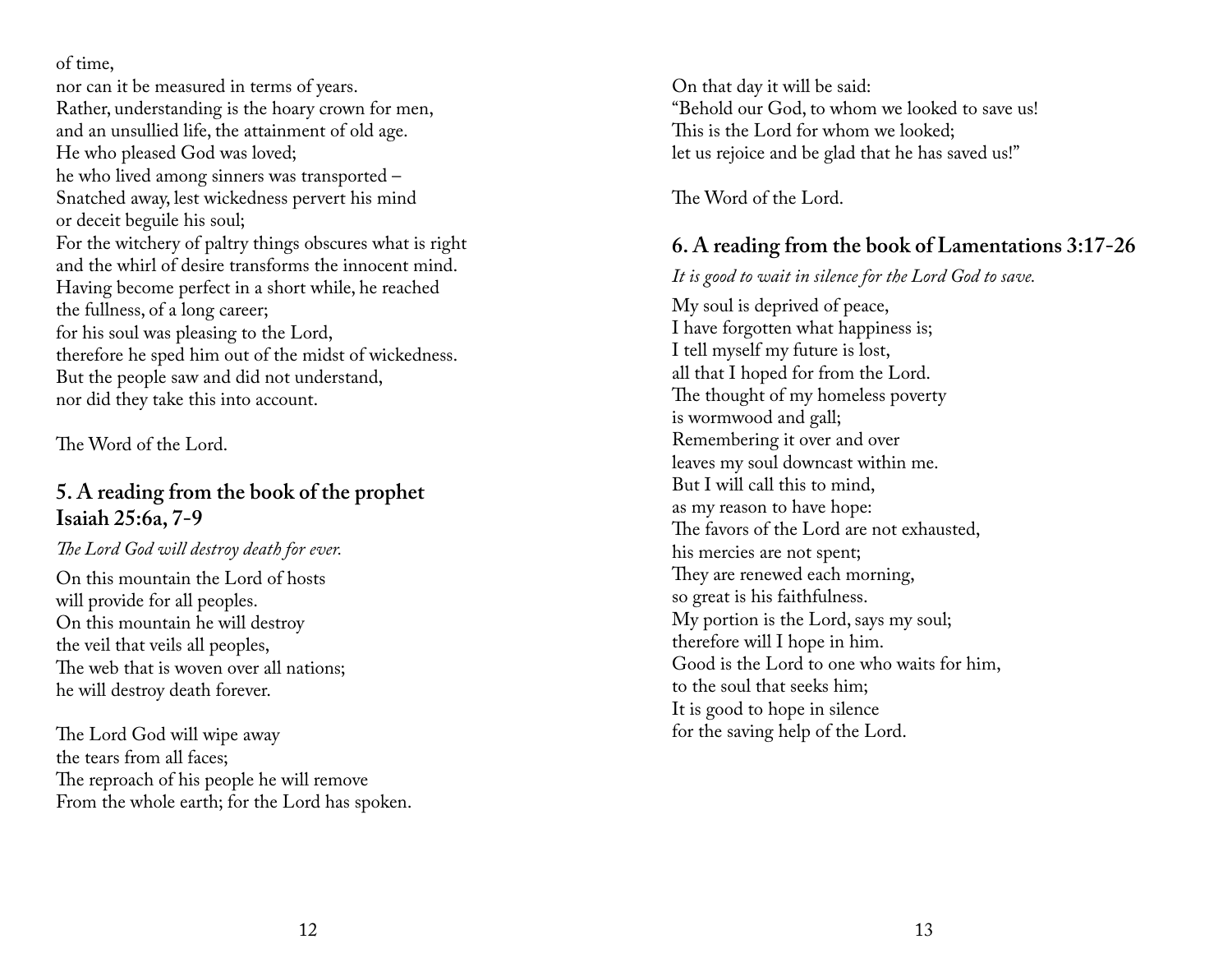of time,
nor can it be measured in terms of years.
Rather, understanding is the hoary crown for men,
and an unsullied life, the attainment of old age.
He who pleased God was loved;
he who lived among sinners was transported –
Snatched away, lest wickedness pervert his mind
or deceit beguile his soul;
For the witchery of paltry things obscures what is right
and the whirl of desire transforms the innocent mind.
Having become perfect in a short while, he reached
the fullness, of a long career;
for his soul was pleasing to the Lord,
therefore he sped him out of the midst of wickedness.
But the people saw and did not understand,
nor did they take this into account.

The Word of the Lord.

## 5. A reading from the book of the prophet Isaiah 25:6a, 7-9

*The Lord God will destroy death for ever.*

On this mountain the Lord of hosts
will provide for all peoples.
On this mountain he will destroy
the veil that veils all peoples,
The web that is woven over all nations;
he will destroy death forever.

The Lord God will wipe away
the tears from all faces;
The reproach of his people he will remove
From the whole earth; for the Lord has spoken.

On that day it will be said:
"Behold our God, to whom we looked to save us!
This is the Lord for whom we looked;
let us rejoice and be glad that he has saved us!"

The Word of the Lord.

## 6. A reading from the book of Lamentations 3:17-26

*It is good to wait in silence for the Lord God to save.*

My soul is deprived of peace,
I have forgotten what happiness is;
I tell myself my future is lost,
all that I hoped for from the Lord.
The thought of my homeless poverty
is wormwood and gall;
Remembering it over and over
leaves my soul downcast within me.
But I will call this to mind,
as my reason to have hope:
The favors of the Lord are not exhausted,
his mercies are not spent;
They are renewed each morning,
so great is his faithfulness.
My portion is the Lord, says my soul;
therefore will I hope in him.
Good is the Lord to one who waits for him,
to the soul that seeks him;
It is good to hope in silence
for the saving help of the Lord.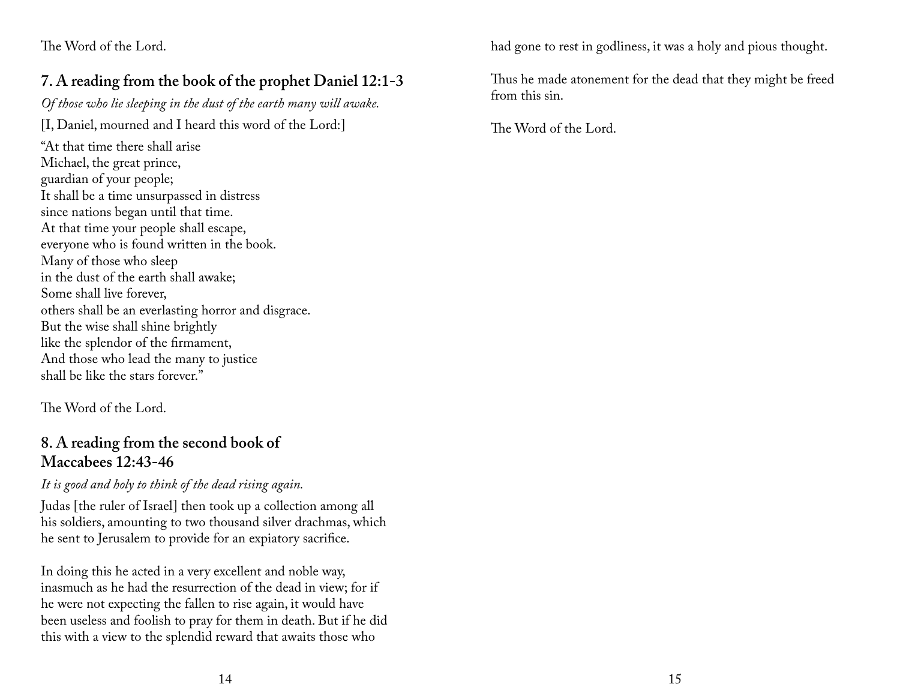The Word of the Lord.

## 7. A reading from the book of the prophet Daniel 12:1-3

*Of those who lie sleeping in the dust of the earth many will awake.*

[I, Daniel, mourned and I heard this word of the Lord:]

"At that time there shall arise
Michael, the great prince,
guardian of your people;
It shall be a time unsurpassed in distress
since nations began until that time.
At that time your people shall escape,
everyone who is found written in the book.
Many of those who sleep
in the dust of the earth shall awake;
Some shall live forever,
others shall be an everlasting horror and disgrace.
But the wise shall shine brightly
like the splendor of the firmament,
And those who lead the many to justice
shall be like the stars forever."

The Word of the Lord.

## 8. A reading from the second book of Maccabees 12:43-46

*It is good and holy to think of the dead rising again.*

Judas [the ruler of Israel] then took up a collection among all his soldiers, amounting to two thousand silver drachmas, which he sent to Jerusalem to provide for an expiatory sacrifice.

In doing this he acted in a very excellent and noble way, inasmuch as he had the resurrection of the dead in view; for if he were not expecting the fallen to rise again, it would have been useless and foolish to pray for them in death. But if he did this with a view to the splendid reward that awaits those who had gone to rest in godliness, it was a holy and pious thought.

Thus he made atonement for the dead that they might be freed from this sin.

The Word of the Lord.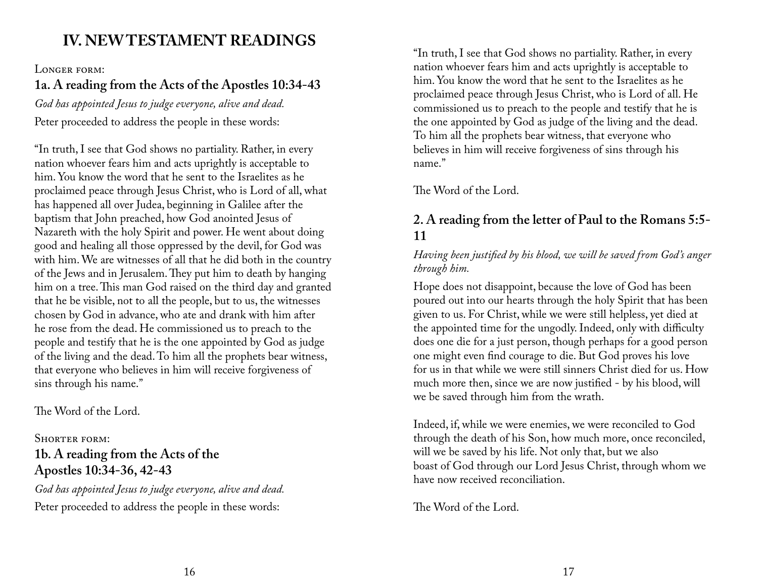# IV. NEW TESTAMENT READINGS

Longer form:

### 1a. A reading from the Acts of the Apostles 10:34-43

*God has appointed Jesus to judge everyone, alive and dead.*

Peter proceeded to address the people in these words:

"In truth, I see that God shows no partiality. Rather, in every nation whoever fears him and acts uprightly is acceptable to him. You know the word that he sent to the Israelites as he proclaimed peace through Jesus Christ, who is Lord of all, what has happened all over Judea, beginning in Galilee after the baptism that John preached, how God anointed Jesus of Nazareth with the holy Spirit and power. He went about doing good and healing all those oppressed by the devil, for God was with him. We are witnesses of all that he did both in the country of the Jews and in Jerusalem. They put him to death by hanging him on a tree. This man God raised on the third day and granted that he be visible, not to all the people, but to us, the witnesses chosen by God in advance, who ate and drank with him after he rose from the dead. He commissioned us to preach to the people and testify that he is the one appointed by God as judge of the living and the dead. To him all the prophets bear witness, that everyone who believes in him will receive forgiveness of sins through his name."

The Word of the Lord.

Shorter form:

### 1b. A reading from the Acts of the Apostles 10:34-36, 42-43

*God has appointed Jesus to judge everyone, alive and dead.*

Peter proceeded to address the people in these words:

"In truth, I see that God shows no partiality. Rather, in every nation whoever fears him and acts uprightly is acceptable to him. You know the word that he sent to the Israelites as he proclaimed peace through Jesus Christ, who is Lord of all. He commissioned us to preach to the people and testify that he is the one appointed by God as judge of the living and the dead. To him all the prophets bear witness, that everyone who believes in him will receive forgiveness of sins through his name."

The Word of the Lord.

### 2. A reading from the letter of Paul to the Romans 5:5-11

*Having been justified by his blood, we will be saved from God's anger through him.*

Hope does not disappoint, because the love of God has been poured out into our hearts through the holy Spirit that has been given to us. For Christ, while we were still helpless, yet died at the appointed time for the ungodly. Indeed, only with difficulty does one die for a just person, though perhaps for a good person one might even find courage to die. But God proves his love for us in that while we were still sinners Christ died for us. How much more then, since we are now justified - by his blood, will we be saved through him from the wrath.

Indeed, if, while we were enemies, we were reconciled to God through the death of his Son, how much more, once reconciled, will we be saved by his life. Not only that, but we also boast of God through our Lord Jesus Christ, through whom we have now received reconciliation.

The Word of the Lord.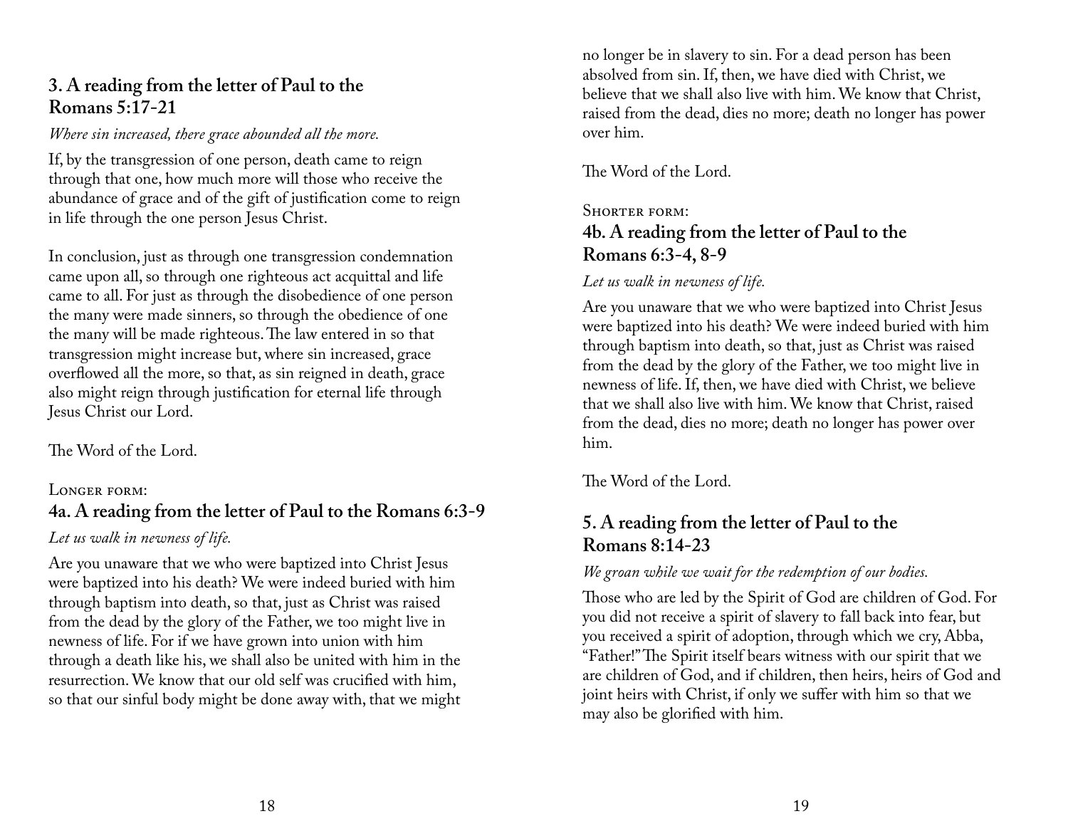### 3. A reading from the letter of Paul to the Romans 5:17-21

*Where sin increased, there grace abounded all the more.*

If, by the transgression of one person, death came to reign through that one, how much more will those who receive the abundance of grace and of the gift of justification come to reign in life through the one person Jesus Christ.

In conclusion, just as through one transgression condemnation came upon all, so through one righteous act acquittal and life came to all. For just as through the disobedience of one person the many were made sinners, so through the obedience of one the many will be made righteous. The law entered in so that transgression might increase but, where sin increased, grace overflowed all the more, so that, as sin reigned in death, grace also might reign through justification for eternal life through Jesus Christ our Lord.

The Word of the Lord.

Longer form:

### 4a. A reading from the letter of Paul to the Romans 6:3-9

*Let us walk in newness of life.*

Are you unaware that we who were baptized into Christ Jesus were baptized into his death? We were indeed buried with him through baptism into death, so that, just as Christ was raised from the dead by the glory of the Father, we too might live in newness of life. For if we have grown into union with him through a death like his, we shall also be united with him in the resurrection. We know that our old self was crucified with him, so that our sinful body might be done away with, that we might no longer be in slavery to sin. For a dead person has been absolved from sin. If, then, we have died with Christ, we believe that we shall also live with him. We know that Christ, raised from the dead, dies no more; death no longer has power over him.

The Word of the Lord.

Shorter form:

### 4b. A reading from the letter of Paul to the Romans 6:3-4, 8-9

*Let us walk in newness of life.*

Are you unaware that we who were baptized into Christ Jesus were baptized into his death? We were indeed buried with him through baptism into death, so that, just as Christ was raised from the dead by the glory of the Father, we too might live in newness of life. If, then, we have died with Christ, we believe that we shall also live with him. We know that Christ, raised from the dead, dies no more; death no longer has power over him.

The Word of the Lord.

### 5. A reading from the letter of Paul to the Romans 8:14-23

*We groan while we wait for the redemption of our bodies.*

Those who are led by the Spirit of God are children of God. For you did not receive a spirit of slavery to fall back into fear, but you received a spirit of adoption, through which we cry, Abba, "Father!" The Spirit itself bears witness with our spirit that we are children of God, and if children, then heirs, heirs of God and joint heirs with Christ, if only we suffer with him so that we may also be glorified with him.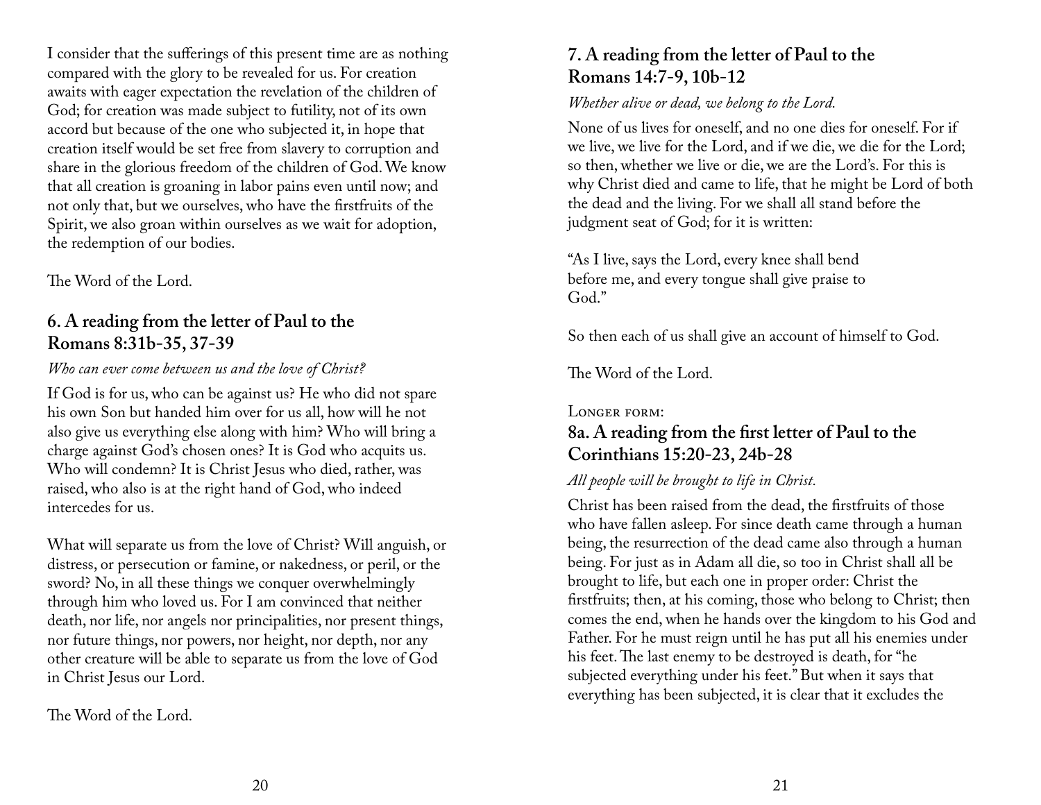I consider that the sufferings of this present time are as nothing compared with the glory to be revealed for us. For creation awaits with eager expectation the revelation of the children of God; for creation was made subject to futility, not of its own accord but because of the one who subjected it, in hope that creation itself would be set free from slavery to corruption and share in the glorious freedom of the children of God. We know that all creation is groaning in labor pains even until now; and not only that, but we ourselves, who have the firstfruits of the Spirit, we also groan within ourselves as we wait for adoption, the redemption of our bodies.

The Word of the Lord.

## 6. A reading from the letter of Paul to the Romans 8:31b-35, 37-39

*Who can ever come between us and the love of Christ?*

If God is for us, who can be against us? He who did not spare his own Son but handed him over for us all, how will he not also give us everything else along with him? Who will bring a charge against God's chosen ones? It is God who acquits us. Who will condemn? It is Christ Jesus who died, rather, was raised, who also is at the right hand of God, who indeed intercedes for us.

What will separate us from the love of Christ? Will anguish, or distress, or persecution or famine, or nakedness, or peril, or the sword? No, in all these things we conquer overwhelmingly through him who loved us. For I am convinced that neither death, nor life, nor angels nor principalities, nor present things, nor future things, nor powers, nor height, nor depth, nor any other creature will be able to separate us from the love of God in Christ Jesus our Lord.

The Word of the Lord.

## 7. A reading from the letter of Paul to the Romans 14:7-9, 10b-12

*Whether alive or dead, we belong to the Lord.*

None of us lives for oneself, and no one dies for oneself. For if we live, we live for the Lord, and if we die, we die for the Lord; so then, whether we live or die, we are the Lord's. For this is why Christ died and came to life, that he might be Lord of both the dead and the living. For we shall all stand before the judgment seat of God; for it is written:

"As I live, says the Lord, every knee shall bend
before me, and every tongue shall give praise to
God."

So then each of us shall give an account of himself to God.

The Word of the Lord.

Longer form:

## 8a. A reading from the first letter of Paul to the Corinthians 15:20-23, 24b-28

*All people will be brought to life in Christ.*

Christ has been raised from the dead, the firstfruits of those who have fallen asleep. For since death came through a human being, the resurrection of the dead came also through a human being. For just as in Adam all die, so too in Christ shall all be brought to life, but each one in proper order: Christ the firstfruits; then, at his coming, those who belong to Christ; then comes the end, when he hands over the kingdom to his God and Father. For he must reign until he has put all his enemies under his feet. The last enemy to be destroyed is death, for "he subjected everything under his feet." But when it says that everything has been subjected, it is clear that it excludes the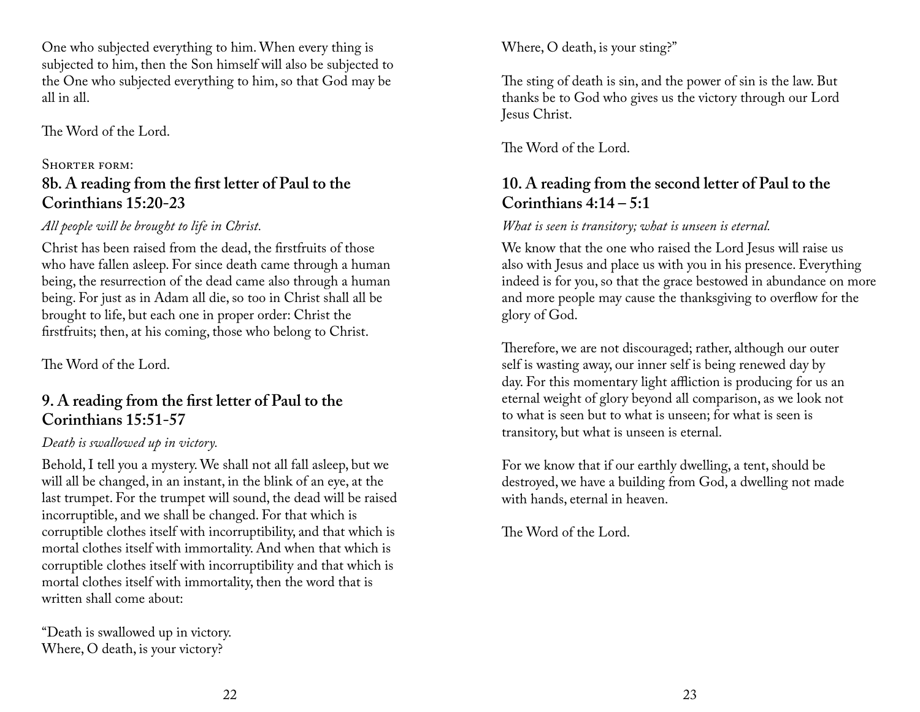One who subjected everything to him. When every thing is subjected to him, then the Son himself will also be subjected to the One who subjected everything to him, so that God may be all in all.

The Word of the Lord.

SHORTER FORM:

### 8b. A reading from the first letter of Paul to the Corinthians 15:20-23

*All people will be brought to life in Christ.*

Christ has been raised from the dead, the firstfruits of those who have fallen asleep. For since death came through a human being, the resurrection of the dead came also through a human being. For just as in Adam all die, so too in Christ shall all be brought to life, but each one in proper order: Christ the firstfruits; then, at his coming, those who belong to Christ.

The Word of the Lord.

### 9. A reading from the first letter of Paul to the Corinthians 15:51-57

*Death is swallowed up in victory.*

Behold, I tell you a mystery. We shall not all fall asleep, but we will all be changed, in an instant, in the blink of an eye, at the last trumpet. For the trumpet will sound, the dead will be raised incorruptible, and we shall be changed. For that which is corruptible clothes itself with incorruptibility, and that which is mortal clothes itself with immortality. And when that which is corruptible clothes itself with incorruptibility and that which is mortal clothes itself with immortality, then the word that is written shall come about:

"Death is swallowed up in victory.
Where, O death, is your victory?
Where, O death, is your sting?"

The sting of death is sin, and the power of sin is the law. But thanks be to God who gives us the victory through our Lord Jesus Christ.

The Word of the Lord.

### 10. A reading from the second letter of Paul to the Corinthians 4:14 – 5:1

*What is seen is transitory; what is unseen is eternal.*

We know that the one who raised the Lord Jesus will raise us also with Jesus and place us with you in his presence. Everything indeed is for you, so that the grace bestowed in abundance on more and more people may cause the thanksgiving to overflow for the glory of God.

Therefore, we are not discouraged; rather, although our outer self is wasting away, our inner self is being renewed day by day. For this momentary light affliction is producing for us an eternal weight of glory beyond all comparison, as we look not to what is seen but to what is unseen; for what is seen is transitory, but what is unseen is eternal.

For we know that if our earthly dwelling, a tent, should be destroyed, we have a building from God, a dwelling not made with hands, eternal in heaven.

The Word of the Lord.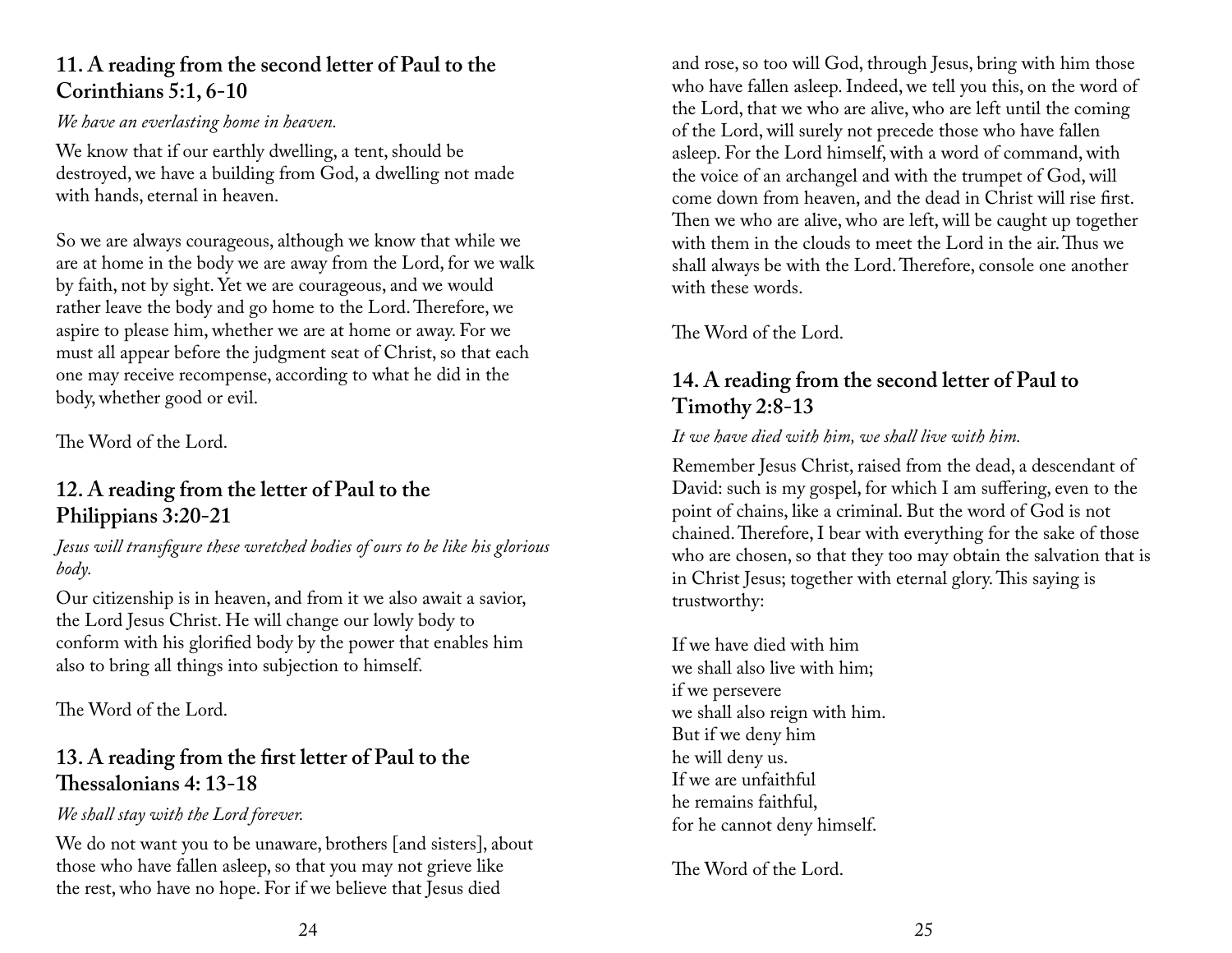## 11. A reading from the second letter of Paul to the Corinthians 5:1, 6-10

*We have an everlasting home in heaven.*

We know that if our earthly dwelling, a tent, should be destroyed, we have a building from God, a dwelling not made with hands, eternal in heaven.

So we are always courageous, although we know that while we are at home in the body we are away from the Lord, for we walk by faith, not by sight. Yet we are courageous, and we would rather leave the body and go home to the Lord. Therefore, we aspire to please him, whether we are at home or away. For we must all appear before the judgment seat of Christ, so that each one may receive recompense, according to what he did in the body, whether good or evil.

The Word of the Lord.

## 12. A reading from the letter of Paul to the Philippians 3:20-21

*Jesus will transfigure these wretched bodies of ours to be like his glorious body.*

Our citizenship is in heaven, and from it we also await a savior, the Lord Jesus Christ. He will change our lowly body to conform with his glorified body by the power that enables him also to bring all things into subjection to himself.

The Word of the Lord.

## 13. A reading from the first letter of Paul to the Thessalonians 4: 13-18

*We shall stay with the Lord forever.*

We do not want you to be unaware, brothers [and sisters], about those who have fallen asleep, so that you may not grieve like the rest, who have no hope. For if we believe that Jesus died and rose, so too will God, through Jesus, bring with him those who have fallen asleep. Indeed, we tell you this, on the word of the Lord, that we who are alive, who are left until the coming of the Lord, will surely not precede those who have fallen asleep. For the Lord himself, with a word of command, with the voice of an archangel and with the trumpet of God, will come down from heaven, and the dead in Christ will rise first. Then we who are alive, who are left, will be caught up together with them in the clouds to meet the Lord in the air. Thus we shall always be with the Lord. Therefore, console one another with these words.

The Word of the Lord.

## 14. A reading from the second letter of Paul to Timothy 2:8-13

*It we have died with him, we shall live with him.*

Remember Jesus Christ, raised from the dead, a descendant of David: such is my gospel, for which I am suffering, even to the point of chains, like a criminal. But the word of God is not chained. Therefore, I bear with everything for the sake of those who are chosen, so that they too may obtain the salvation that is in Christ Jesus; together with eternal glory. This saying is trustworthy:

If we have died with him  
we shall also live with him;  
if we persevere  
we shall also reign with him.  
But if we deny him  
he will deny us.  
If we are unfaithful  
he remains faithful,  
for he cannot deny himself.

The Word of the Lord.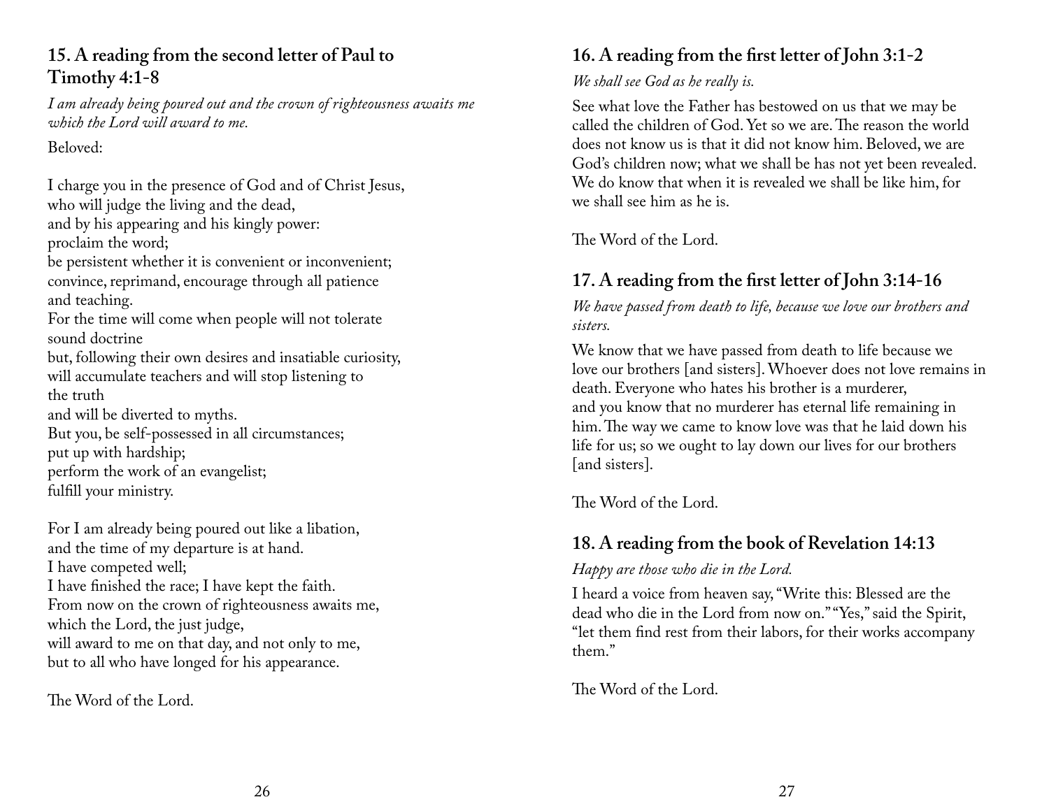## 15. A reading from the second letter of Paul to Timothy 4:1-8

*I am already being poured out and the crown of righteousness awaits me which the Lord will award to me.*

Beloved:

I charge you in the presence of God and of Christ Jesus,
who will judge the living and the dead,
and by his appearing and his kingly power:
proclaim the word;
be persistent whether it is convenient or inconvenient;
convince, reprimand, encourage through all patience and teaching.
For the time will come when people will not tolerate sound doctrine
but, following their own desires and insatiable curiosity,
will accumulate teachers and will stop listening to the truth
and will be diverted to myths.
But you, be self-possessed in all circumstances;
put up with hardship;
perform the work of an evangelist;
fulfill your ministry.

For I am already being poured out like a libation,
and the time of my departure is at hand.
I have competed well;
I have finished the race; I have kept the faith.
From now on the crown of righteousness awaits me,
which the Lord, the just judge,
will award to me on that day, and not only to me,
but to all who have longed for his appearance.

The Word of the Lord.

## 16. A reading from the first letter of John 3:1-2

*We shall see God as he really is.*

See what love the Father has bestowed on us that we may be called the children of God. Yet so we are. The reason the world does not know us is that it did not know him. Beloved, we are God's children now; what we shall be has not yet been revealed. We do know that when it is revealed we shall be like him, for we shall see him as he is.

The Word of the Lord.

## 17. A reading from the first letter of John 3:14-16

*We have passed from death to life, because we love our brothers and sisters.*

We know that we have passed from death to life because we love our brothers [and sisters]. Whoever does not love remains in death. Everyone who hates his brother is a murderer, and you know that no murderer has eternal life remaining in him. The way we came to know love was that he laid down his life for us; so we ought to lay down our lives for our brothers [and sisters].

The Word of the Lord.

## 18. A reading from the book of Revelation 14:13

*Happy are those who die in the Lord.*

I heard a voice from heaven say, "Write this: Blessed are the dead who die in the Lord from now on." "Yes," said the Spirit, "let them find rest from their labors, for their works accompany them."

The Word of the Lord.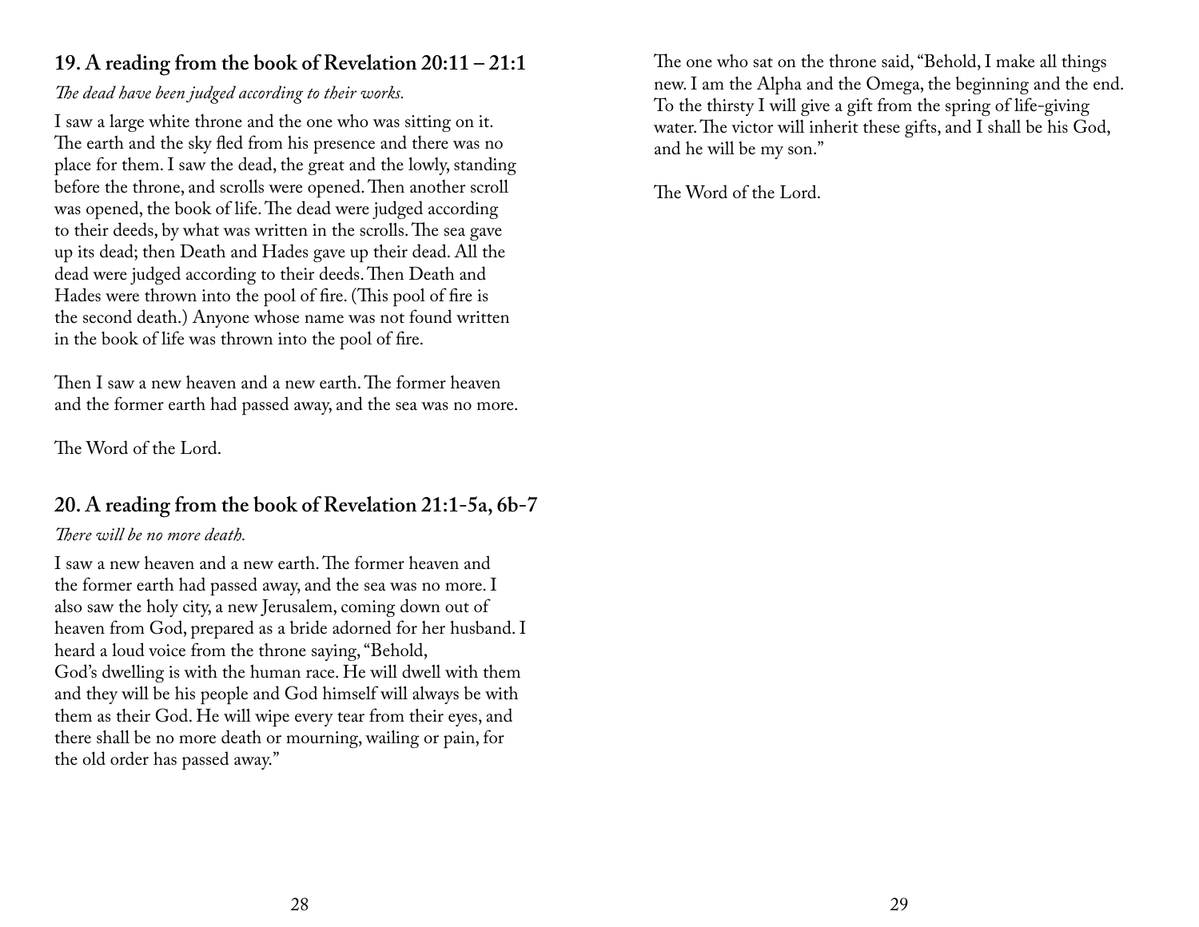## 19. A reading from the book of Revelation 20:11 – 21:1

*The dead have been judged according to their works.*

I saw a large white throne and the one who was sitting on it. The earth and the sky fled from his presence and there was no place for them. I saw the dead, the great and the lowly, standing before the throne, and scrolls were opened. Then another scroll was opened, the book of life. The dead were judged according to their deeds, by what was written in the scrolls. The sea gave up its dead; then Death and Hades gave up their dead. All the dead were judged according to their deeds. Then Death and Hades were thrown into the pool of fire. (This pool of fire is the second death.) Anyone whose name was not found written in the book of life was thrown into the pool of fire.

Then I saw a new heaven and a new earth. The former heaven and the former earth had passed away, and the sea was no more.

The Word of the Lord.

## 20. A reading from the book of Revelation 21:1-5a, 6b-7

*There will be no more death.*

I saw a new heaven and a new earth. The former heaven and the former earth had passed away, and the sea was no more. I also saw the holy city, a new Jerusalem, coming down out of heaven from God, prepared as a bride adorned for her husband. I heard a loud voice from the throne saying, "Behold, God's dwelling is with the human race. He will dwell with them and they will be his people and God himself will always be with them as their God. He will wipe every tear from their eyes, and there shall be no more death or mourning, wailing or pain, for the old order has passed away."

The one who sat on the throne said, "Behold, I make all things new. I am the Alpha and the Omega, the beginning and the end. To the thirsty I will give a gift from the spring of life-giving water. The victor will inherit these gifts, and I shall be his God, and he will be my son."

The Word of the Lord.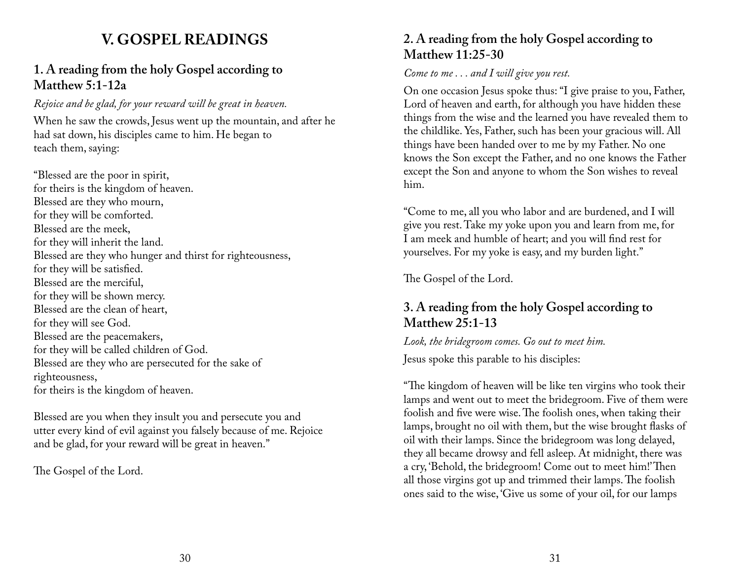# V. GOSPEL READINGS

## 1. A reading from the holy Gospel according to Matthew 5:1-12a

*Rejoice and be glad, for your reward will be great in heaven.*

When he saw the crowds, Jesus went up the mountain, and after he had sat down, his disciples came to him. He began to teach them, saying:

"Blessed are the poor in spirit,
for theirs is the kingdom of heaven.
Blessed are they who mourn,
for they will be comforted.
Blessed are the meek,
for they will inherit the land.
Blessed are they who hunger and thirst for righteousness,
for they will be satisfied.
Blessed are the merciful,
for they will be shown mercy.
Blessed are the clean of heart,
for they will see God.
Blessed are the peacemakers,
for they will be called children of God.
Blessed are they who are persecuted for the sake of righteousness,
for theirs is the kingdom of heaven.

Blessed are you when they insult you and persecute you and utter every kind of evil against you falsely because of me. Rejoice and be glad, for your reward will be great in heaven."

The Gospel of the Lord.

## 2. A reading from the holy Gospel according to Matthew 11:25-30

*Come to me . . . and I will give you rest.*

On one occasion Jesus spoke thus: "I give praise to you, Father, Lord of heaven and earth, for although you have hidden these things from the wise and the learned you have revealed them to the childlike. Yes, Father, such has been your gracious will. All things have been handed over to me by my Father. No one knows the Son except the Father, and no one knows the Father except the Son and anyone to whom the Son wishes to reveal him.

"Come to me, all you who labor and are burdened, and I will give you rest. Take my yoke upon you and learn from me, for I am meek and humble of heart; and you will find rest for yourselves. For my yoke is easy, and my burden light."

The Gospel of the Lord.

## 3. A reading from the holy Gospel according to Matthew 25:1-13

*Look, the bridegroom comes. Go out to meet him.*

Jesus spoke this parable to his disciples:

"The kingdom of heaven will be like ten virgins who took their lamps and went out to meet the bridegroom. Five of them were foolish and five were wise. The foolish ones, when taking their lamps, brought no oil with them, but the wise brought flasks of oil with their lamps. Since the bridegroom was long delayed, they all became drowsy and fell asleep. At midnight, there was a cry, 'Behold, the bridegroom! Come out to meet him!' Then all those virgins got up and trimmed their lamps. The foolish ones said to the wise, 'Give us some of your oil, for our lamps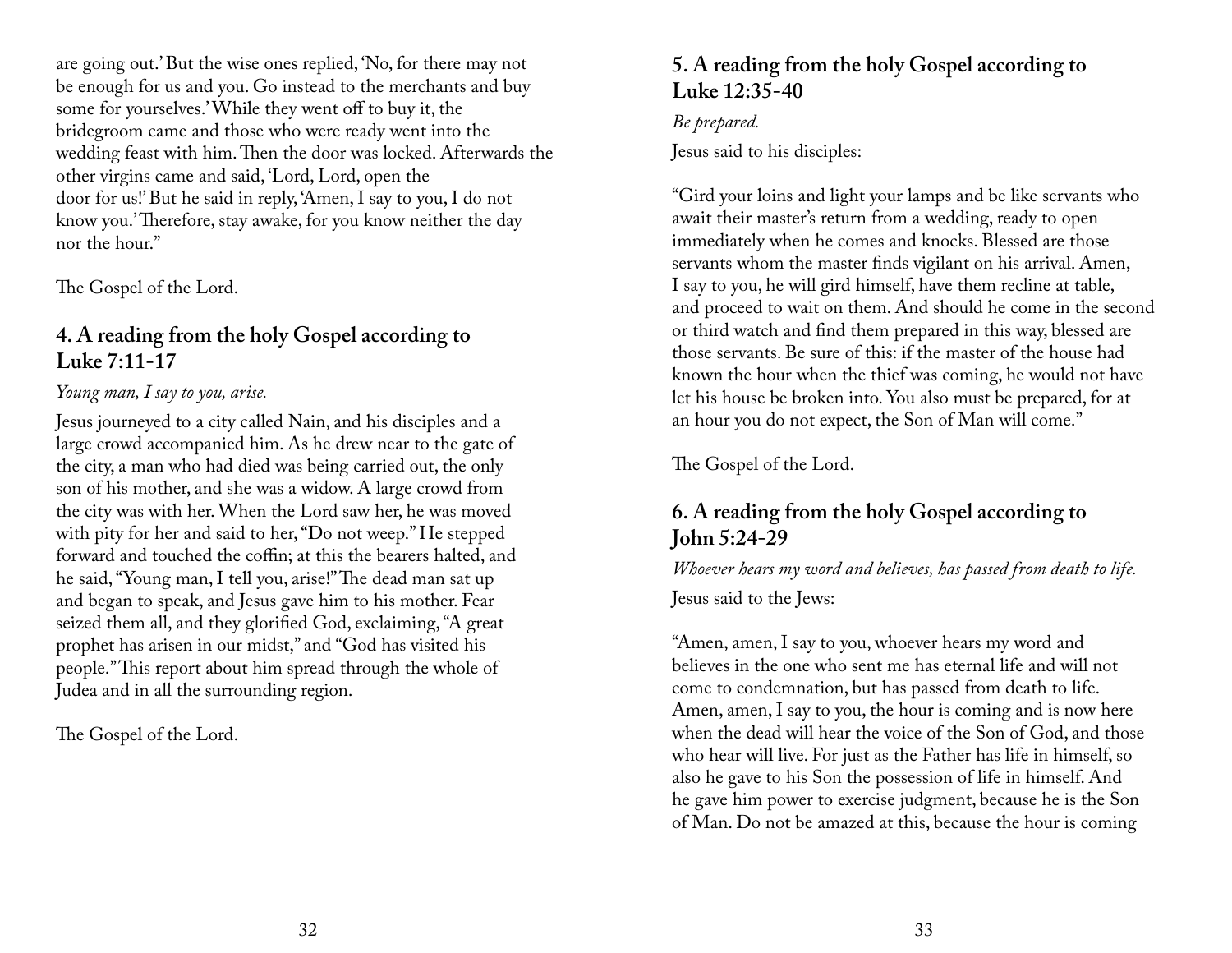are going out.' But the wise ones replied, 'No, for there may not be enough for us and you. Go instead to the merchants and buy some for yourselves.' While they went off to buy it, the bridegroom came and those who were ready went into the wedding feast with him. Then the door was locked. Afterwards the other virgins came and said, 'Lord, Lord, open the door for us!' But he said in reply, 'Amen, I say to you, I do not know you.' Therefore, stay awake, for you know neither the day nor the hour."

The Gospel of the Lord.

## 4. A reading from the holy Gospel according to Luke 7:11-17

*Young man, I say to you, arise.*

Jesus journeyed to a city called Nain, and his disciples and a large crowd accompanied him. As he drew near to the gate of the city, a man who had died was being carried out, the only son of his mother, and she was a widow. A large crowd from the city was with her. When the Lord saw her, he was moved with pity for her and said to her, "Do not weep." He stepped forward and touched the coffin; at this the bearers halted, and he said, "Young man, I tell you, arise!" The dead man sat up and began to speak, and Jesus gave him to his mother. Fear seized them all, and they glorified God, exclaiming, "A great prophet has arisen in our midst," and "God has visited his people." This report about him spread through the whole of Judea and in all the surrounding region.

The Gospel of the Lord.

## 5. A reading from the holy Gospel according to Luke 12:35-40

*Be prepared.*

Jesus said to his disciples:

"Gird your loins and light your lamps and be like servants who await their master's return from a wedding, ready to open immediately when he comes and knocks. Blessed are those servants whom the master finds vigilant on his arrival. Amen, I say to you, he will gird himself, have them recline at table, and proceed to wait on them. And should he come in the second or third watch and find them prepared in this way, blessed are those servants. Be sure of this: if the master of the house had known the hour when the thief was coming, he would not have let his house be broken into. You also must be prepared, for at an hour you do not expect, the Son of Man will come."

The Gospel of the Lord.

## 6. A reading from the holy Gospel according to John 5:24-29

*Whoever hears my word and believes, has passed from death to life.*

Jesus said to the Jews:

"Amen, amen, I say to you, whoever hears my word and believes in the one who sent me has eternal life and will not come to condemnation, but has passed from death to life. Amen, amen, I say to you, the hour is coming and is now here when the dead will hear the voice of the Son of God, and those who hear will live. For just as the Father has life in himself, so also he gave to his Son the possession of life in himself. And he gave him power to exercise judgment, because he is the Son of Man. Do not be amazed at this, because the hour is coming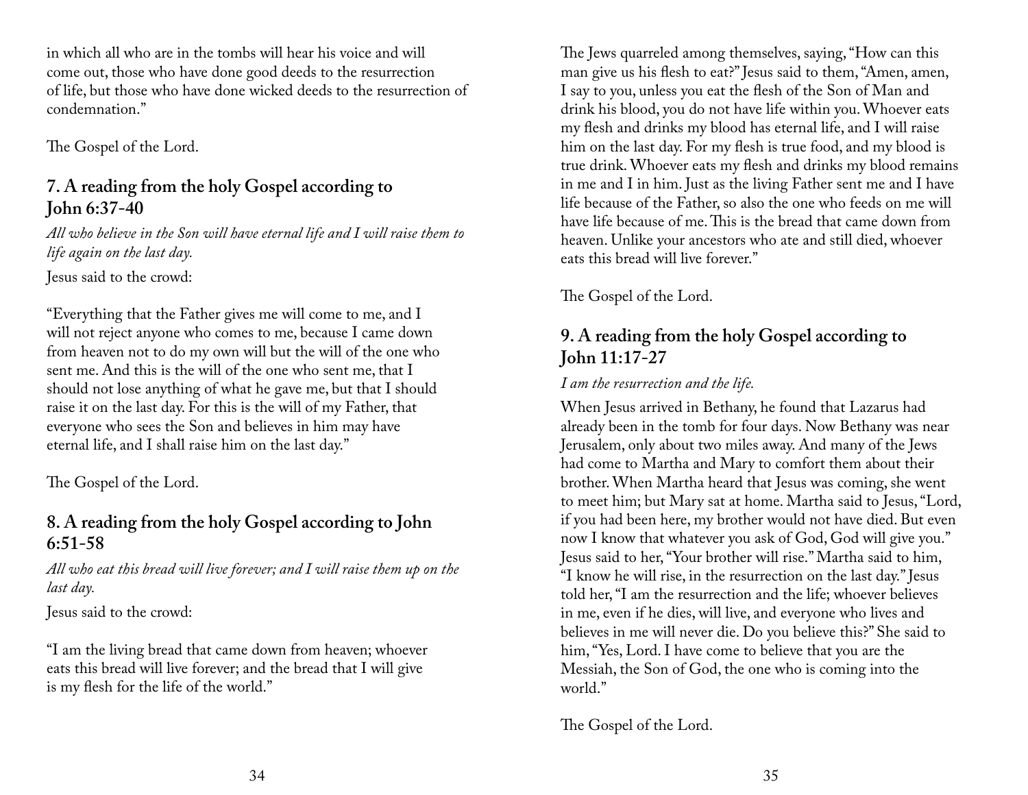in which all who are in the tombs will hear his voice and will come out, those who have done good deeds to the resurrection of life, but those who have done wicked deeds to the resurrection of condemnation."

The Gospel of the Lord.

## 7. A reading from the holy Gospel according to John 6:37-40

*All who believe in the Son will have eternal life and I will raise them to life again on the last day.*

Jesus said to the crowd:

"Everything that the Father gives me will come to me, and I will not reject anyone who comes to me, because I came down from heaven not to do my own will but the will of the one who sent me. And this is the will of the one who sent me, that I should not lose anything of what he gave me, but that I should raise it on the last day. For this is the will of my Father, that everyone who sees the Son and believes in him may have eternal life, and I shall raise him on the last day."

The Gospel of the Lord.

## 8. A reading from the holy Gospel according to John 6:51-58

*All who eat this bread will live forever; and I will raise them up on the last day.*

Jesus said to the crowd:

"I am the living bread that came down from heaven; whoever eats this bread will live forever; and the bread that I will give is my flesh for the life of the world."

The Jews quarreled among themselves, saying, "How can this man give us his flesh to eat?" Jesus said to them, "Amen, amen, I say to you, unless you eat the flesh of the Son of Man and drink his blood, you do not have life within you. Whoever eats my flesh and drinks my blood has eternal life, and I will raise him on the last day. For my flesh is true food, and my blood is true drink. Whoever eats my flesh and drinks my blood remains in me and I in him. Just as the living Father sent me and I have life because of the Father, so also the one who feeds on me will have life because of me. This is the bread that came down from heaven. Unlike your ancestors who ate and still died, whoever eats this bread will live forever."

The Gospel of the Lord.

## 9. A reading from the holy Gospel according to John 11:17-27

*I am the resurrection and the life.*

When Jesus arrived in Bethany, he found that Lazarus had already been in the tomb for four days. Now Bethany was near Jerusalem, only about two miles away. And many of the Jews had come to Martha and Mary to comfort them about their brother. When Martha heard that Jesus was coming, she went to meet him; but Mary sat at home. Martha said to Jesus, "Lord, if you had been here, my brother would not have died. But even now I know that whatever you ask of God, God will give you." Jesus said to her, "Your brother will rise." Martha said to him, "I know he will rise, in the resurrection on the last day." Jesus told her, "I am the resurrection and the life; whoever believes in me, even if he dies, will live, and everyone who lives and believes in me will never die. Do you believe this?" She said to him, "Yes, Lord. I have come to believe that you are the Messiah, the Son of God, the one who is coming into the world."

The Gospel of the Lord.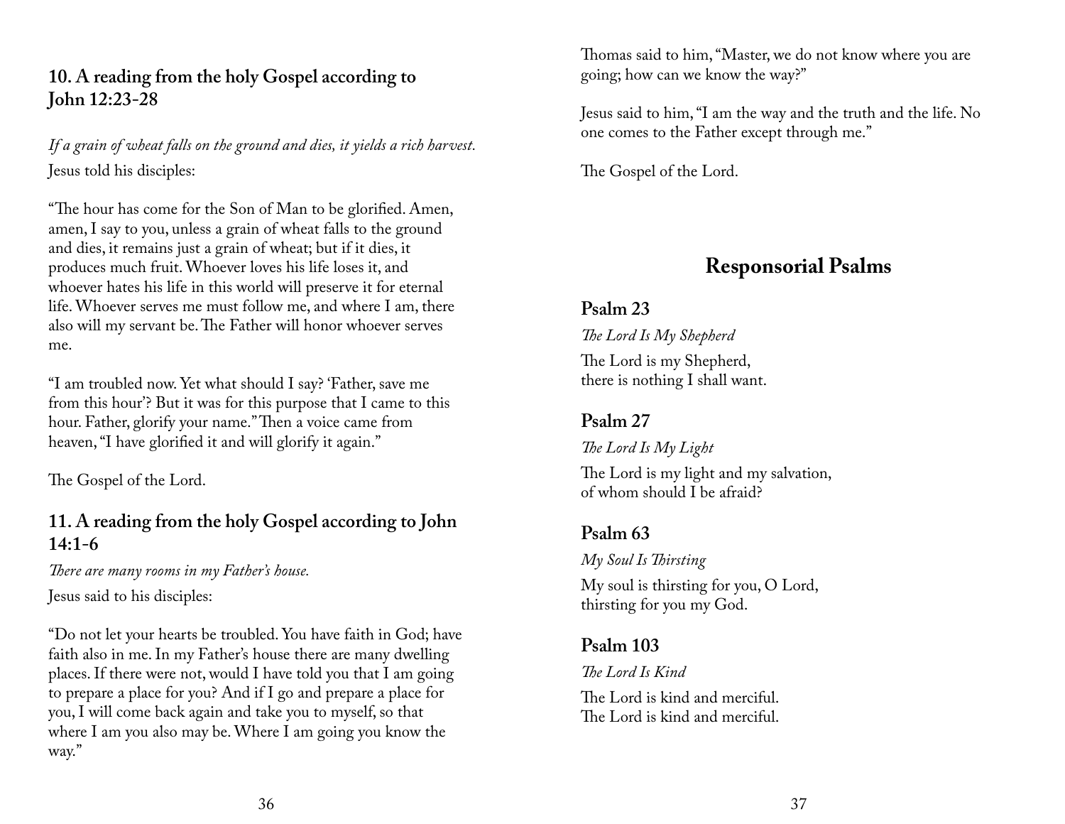### 10. A reading from the holy Gospel according to John 12:23-28

*If a grain of wheat falls on the ground and dies, it yields a rich harvest.*

Jesus told his disciples:

"The hour has come for the Son of Man to be glorified. Amen, amen, I say to you, unless a grain of wheat falls to the ground and dies, it remains just a grain of wheat; but if it dies, it produces much fruit. Whoever loves his life loses it, and whoever hates his life in this world will preserve it for eternal life. Whoever serves me must follow me, and where I am, there also will my servant be. The Father will honor whoever serves me.

"I am troubled now. Yet what should I say? 'Father, save me from this hour'? But it was for this purpose that I came to this hour. Father, glorify your name." Then a voice came from heaven, "I have glorified it and will glorify it again."

The Gospel of the Lord.

### 11. A reading from the holy Gospel according to John 14:1-6

*There are many rooms in my Father's house.*

Jesus said to his disciples:

"Do not let your hearts be troubled. You have faith in God; have faith also in me. In my Father's house there are many dwelling places. If there were not, would I have told you that I am going to prepare a place for you? And if I go and prepare a place for you, I will come back again and take you to myself, so that where I am you also may be. Where I am going you know the way."

Thomas said to him, "Master, we do not know where you are going; how can we know the way?"

Jesus said to him, "I am the way and the truth and the life. No one comes to the Father except through me."

The Gospel of the Lord.

## Responsorial Psalms

### Psalm 23

*The Lord Is My Shepherd*

The Lord is my Shepherd,
there is nothing I shall want.

### Psalm 27

*The Lord Is My Light*

The Lord is my light and my salvation,
of whom should I be afraid?

### Psalm 63

*My Soul Is Thirsting*

My soul is thirsting for you, O Lord,
thirsting for you my God.

### Psalm 103

*The Lord Is Kind*

The Lord is kind and merciful.
The Lord is kind and merciful.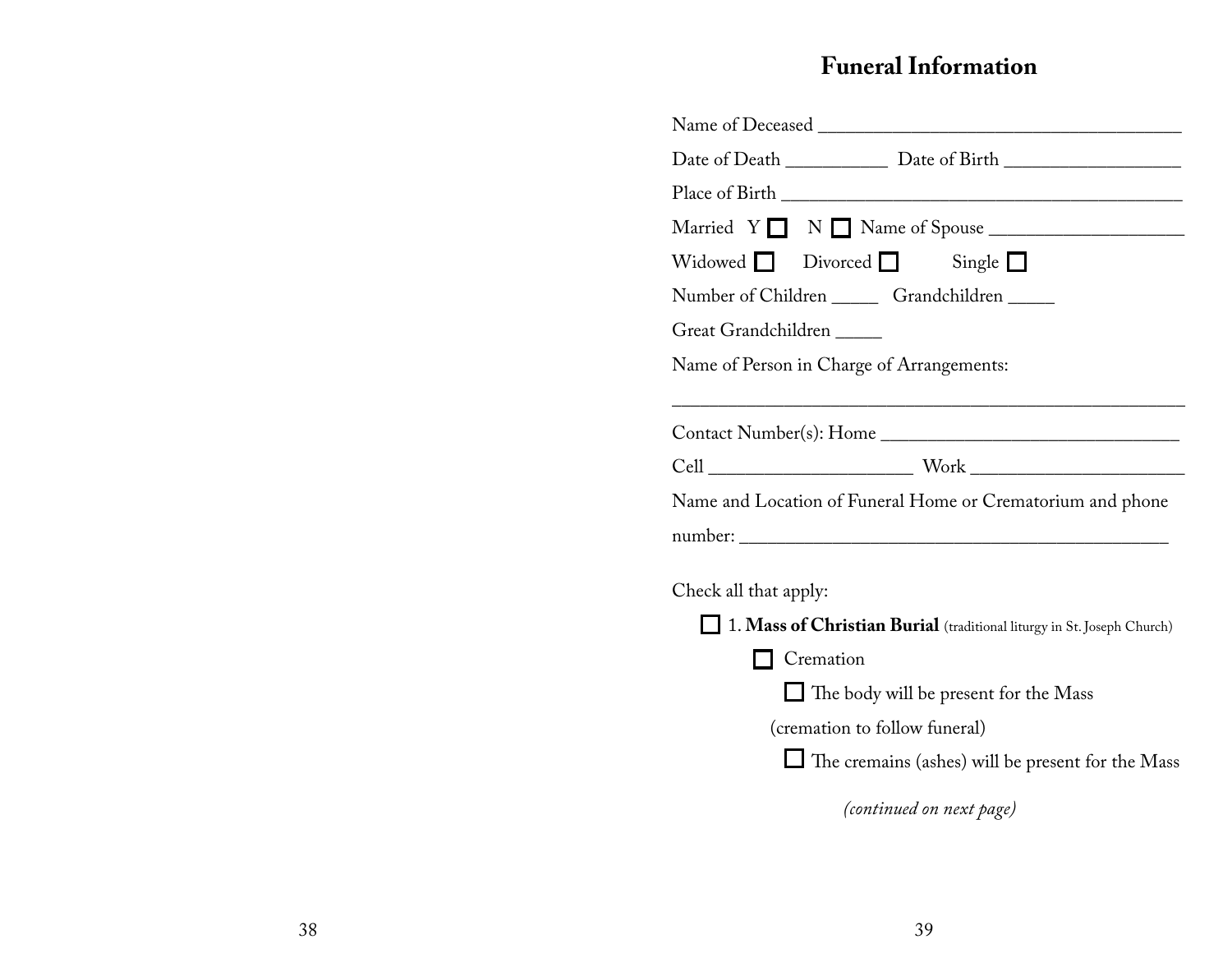# Funeral Information

Name of Deceased ______________________________________

Date of Death __________ Date of Birth _________________

Place of Birth __________________________________________

Married Y ☐ N ☐ Name of Spouse ___________________

Widowed ☐ Divorced ☐ Single ☐

Number of Children _____ Grandchildren _____

Great Grandchildren _____

Name of Person in Charge of Arrangements:

______________________________________________________

Contact Number(s): Home _______________________________

Cell _____________________ Work ______________________

Name and Location of Funeral Home or Crematorium and phone number: ____________________________________________

Check all that apply:

- ☐ 1. **Mass of Christian Burial** (traditional liturgy in St. Joseph Church)
  - ☐ Cremation
    - ☐ The body will be present for the Mass (cremation to follow funeral)
    - ☐ The cremains (ashes) will be present for the Mass

*(continued on next page)*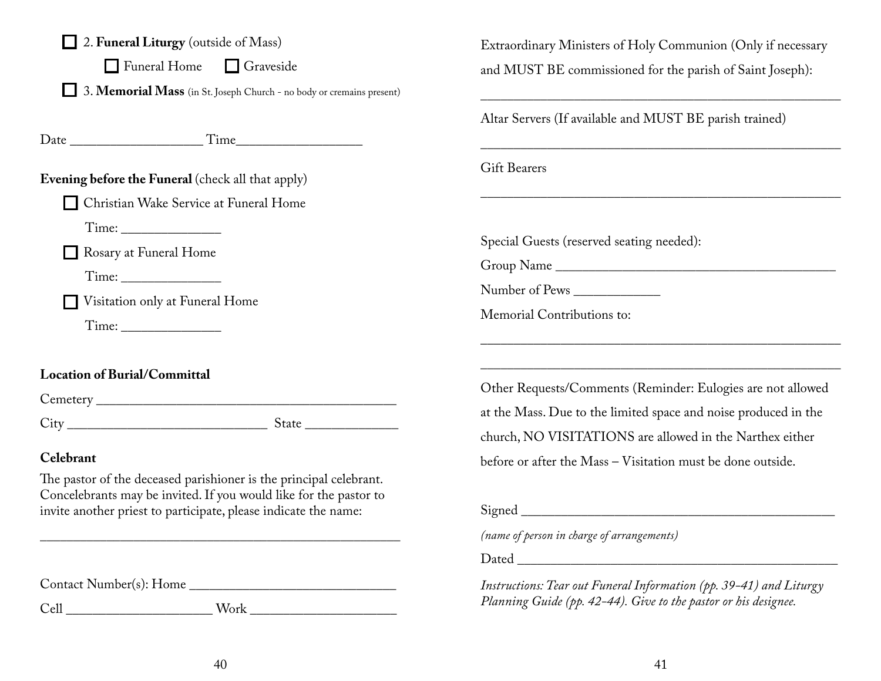☐ 2. **Funeral Liturgy** (outside of Mass)

☐ Funeral Home ☐ Graveside

☐ 3. **Memorial Mass** (in St. Joseph Church - no body or cremains present)

Date ___________________ Time__________________

**Evening before the Funeral** (check all that apply)

☐ Christian Wake Service at Funeral Home

Time: ______________

☐ Rosary at Funeral Home

Time: ______________

☐ Visitation only at Funeral Home

Time: ______________

**Location of Burial/Committal**

Cemetery _____________________________________________

City ______________________________ State _____________

**Celebrant**

The pastor of the deceased parishioner is the principal celebrant. Concelebrants may be invited. If you would like for the pastor to invite another priest to participate, please indicate the name:

______________________________________________________

Contact Number(s): Home ______________________________

Cell _____________________ Work _____________________

Extraordinary Ministers of Holy Communion (Only if necessary and MUST BE commissioned for the parish of Saint Joseph):

______________________________________________________

Altar Servers (If available and MUST BE parish trained)

______________________________________________________

Gift Bearers

______________________________________________________

Special Guests (reserved seating needed):

Group Name ___________________________________________

Number of Pews ____________

Memorial Contributions to:

______________________________________________________

______________________________________________________

Other Requests/Comments (Reminder: Eulogies are not allowed at the Mass. Due to the limited space and noise produced in the church, NO VISITATIONS are allowed in the Narthex either before or after the Mass – Visitation must be done outside.

Signed _______________________________________________

*(name of person in charge of arrangements)*

Dated ________________________________________________

*Instructions: Tear out Funeral Information (pp. 39–41) and Liturgy Planning Guide (pp. 42–44). Give to the pastor or his designee.*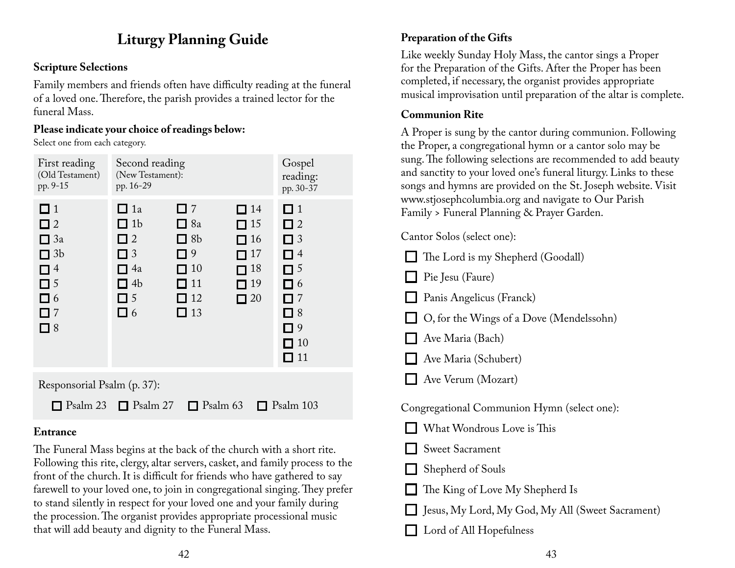# Liturgy Planning Guide

### Scripture Selections

Family members and friends often have difficulty reading at the funeral of a loved one. Therefore, the parish provides a trained lector for the funeral Mass.

**Please indicate your choice of readings below:**

Select one from each category.

| First reading (Old Testament) pp. 9-15 | Second reading (New Testament): pp. 16-29 | | | Gospel reading: pp. 30-37 |
|---|---|---|---|---|
| ☐ 1 | ☐ 1a | ☐ 7 | ☐ 14 | ☐ 1 |
| ☐ 2 | ☐ 1b | ☐ 8a | ☐ 15 | ☐ 2 |
| ☐ 3a | ☐ 2 | ☐ 8b | ☐ 16 | ☐ 3 |
| ☐ 3b | ☐ 3 | ☐ 9 | ☐ 17 | ☐ 4 |
| ☐ 4 | ☐ 4a | ☐ 10 | ☐ 18 | ☐ 5 |
| ☐ 5 | ☐ 4b | ☐ 11 | ☐ 19 | ☐ 6 |
| ☐ 6 | ☐ 5 | ☐ 12 | ☐ 20 | ☐ 7 |
| ☐ 7 | ☐ 6 | ☐ 13 | | ☐ 8 |
| ☐ 8 | | | | ☐ 9 |
| | | | | ☐ 10 |
| | | | | ☐ 11 |

Responsorial Psalm (p. 37):

☐ Psalm 23 ☐ Psalm 27 ☐ Psalm 63 ☐ Psalm 103

### Entrance

The Funeral Mass begins at the back of the church with a short rite. Following this rite, clergy, altar servers, casket, and family process to the front of the church. It is difficult for friends who have gathered to say farewell to your loved one, to join in congregational singing. They prefer to stand silently in respect for your loved one and your family during the procession. The organist provides appropriate processional music that will add beauty and dignity to the Funeral Mass.

### Preparation of the Gifts

Like weekly Sunday Holy Mass, the cantor sings a Proper for the Preparation of the Gifts. After the Proper has been completed, if necessary, the organist provides appropriate musical improvisation until preparation of the altar is complete.

### Communion Rite

A Proper is sung by the cantor during communion. Following the Proper, a congregational hymn or a cantor solo may be sung. The following selections are recommended to add beauty and sanctity to your loved one's funeral liturgy. Links to these songs and hymns are provided on the St. Joseph website. Visit www.stjosephcolumbia.org and navigate to Our Parish Family > Funeral Planning & Prayer Garden.

Cantor Solos (select one):

- ☐ The Lord is my Shepherd (Goodall)
- ☐ Pie Jesu (Faure)
- ☐ Panis Angelicus (Franck)
- ☐ O, for the Wings of a Dove (Mendelssohn)
- ☐ Ave Maria (Bach)
- ☐ Ave Maria (Schubert)
- ☐ Ave Verum (Mozart)

Congregational Communion Hymn (select one):

- ☐ What Wondrous Love is This
- ☐ Sweet Sacrament
- ☐ Shepherd of Souls
- ☐ The King of Love My Shepherd Is
- ☐ Jesus, My Lord, My God, My All (Sweet Sacrament)
- ☐ Lord of All Hopefulness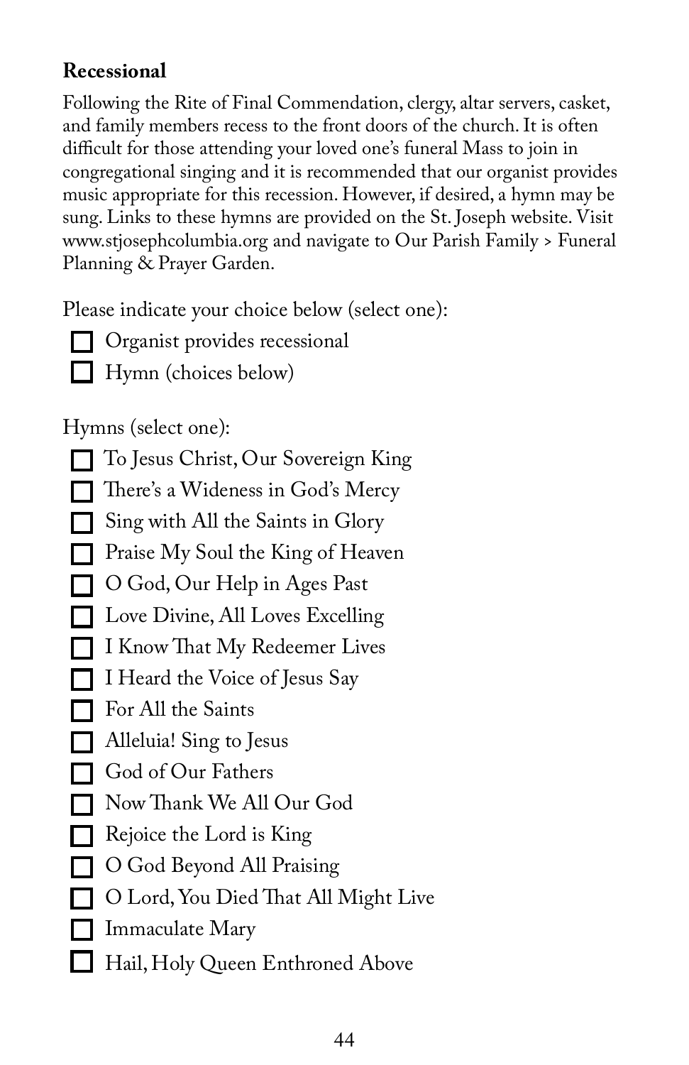### Recessional

Following the Rite of Final Commendation, clergy, altar servers, casket, and family members recess to the front doors of the church. It is often difficult for those attending your loved one's funeral Mass to join in congregational singing and it is recommended that our organist provides music appropriate for this recession. However, if desired, a hymn may be sung. Links to these hymns are provided on the St. Joseph website. Visit www.stjosephcolumbia.org and navigate to Our Parish Family > Funeral Planning & Prayer Garden.

Please indicate your choice below (select one):

- ☐ Organist provides recessional
- ☐ Hymn (choices below)

Hymns (select one):

- ☐ To Jesus Christ, Our Sovereign King
- ☐ There's a Wideness in God's Mercy
- ☐ Sing with All the Saints in Glory
- ☐ Praise My Soul the King of Heaven
- ☐ O God, Our Help in Ages Past
- ☐ Love Divine, All Loves Excelling
- ☐ I Know That My Redeemer Lives
- ☐ I Heard the Voice of Jesus Say
- ☐ For All the Saints
- ☐ Alleluia! Sing to Jesus
- ☐ God of Our Fathers
- ☐ Now Thank We All Our God
- ☐ Rejoice the Lord is King
- ☐ O God Beyond All Praising
- ☐ O Lord, You Died That All Might Live
- ☐ Immaculate Mary
- ☐ Hail, Holy Queen Enthroned Above